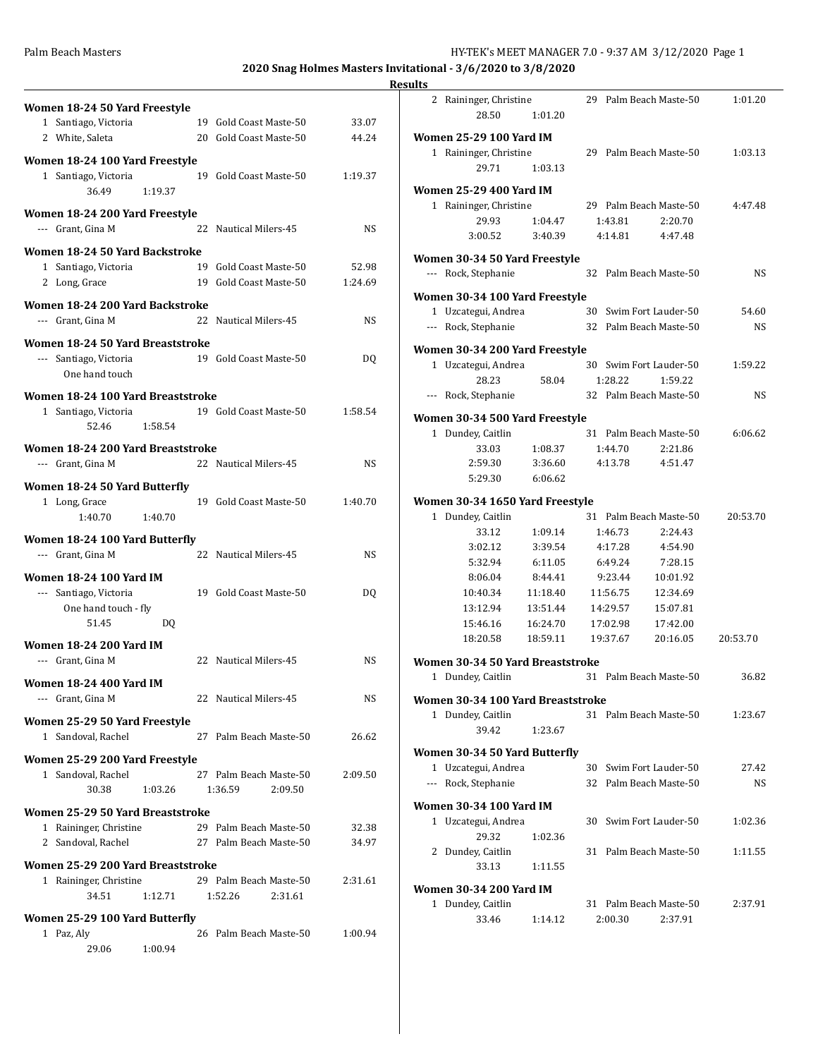**2020 Snag Holmes Masters Invitational - 3/6/2020 to 3/8/2020**

**Results**

### Women 18-24 50 Yard Freestyle

1 Santiago, Victoria 19 Gold Coast Maste-50 33.07
2 White, Saleta 20 Gold Coast Maste-50 44.24

### Women 18-24 100 Yard Freestyle

1 Santiago, Victoria 19 Gold Coast Maste-50 1:19.37
 36.49 1:19.37

### Women 18-24 200 Yard Freestyle

--- Grant, Gina M 22 Nautical Milers-45 NS

### Women 18-24 50 Yard Backstroke

1 Santiago, Victoria 19 Gold Coast Maste-50 52.98
2 Long, Grace 19 Gold Coast Maste-50 1:24.69

### Women 18-24 200 Yard Backstroke

--- Grant, Gina M 22 Nautical Milers-45 NS

### Women 18-24 50 Yard Breaststroke

--- Santiago, Victoria 19 Gold Coast Maste-50 DQ
 One hand touch

### Women 18-24 100 Yard Breaststroke

1 Santiago, Victoria 19 Gold Coast Maste-50 1:58.54
 52.46 1:58.54

### Women 18-24 200 Yard Breaststroke

--- Grant, Gina M 22 Nautical Milers-45 NS

### Women 18-24 50 Yard Butterfly

1 Long, Grace 19 Gold Coast Maste-50 1:40.70
 1:40.70 1:40.70

### Women 18-24 100 Yard Butterfly

--- Grant, Gina M 22 Nautical Milers-45 NS

### Women 18-24 100 Yard IM

--- Santiago, Victoria 19 Gold Coast Maste-50 DQ
 One hand touch - fly
 51.45 DQ

### Women 18-24 200 Yard IM

--- Grant, Gina M 22 Nautical Milers-45 NS

### Women 18-24 400 Yard IM

--- Grant, Gina M 22 Nautical Milers-45 NS

### Women 25-29 50 Yard Freestyle

1 Sandoval, Rachel 27 Palm Beach Maste-50 26.62

### Women 25-29 200 Yard Freestyle

1 Sandoval, Rachel 27 Palm Beach Maste-50 2:09.50
 30.38 1:03.26 1:36.59 2:09.50

### Women 25-29 50 Yard Breaststroke

1 Raininger, Christine 29 Palm Beach Maste-50 32.38
2 Sandoval, Rachel 27 Palm Beach Maste-50 34.97

### Women 25-29 200 Yard Breaststroke

1 Raininger, Christine 29 Palm Beach Maste-50 2:31.61
 34.51 1:12.71 1:52.26 2:31.61

### Women 25-29 100 Yard Butterfly

1 Paz, Aly 26 Palm Beach Maste-50 1:00.94
 29.06 1:00.94
2 Raininger, Christine 29 Palm Beach Maste-50 1:01.20
 28.50 1:01.20

### Women 25-29 100 Yard IM

1 Raininger, Christine 29 Palm Beach Maste-50 1:03.13
 29.71 1:03.13

### Women 25-29 400 Yard IM

1 Raininger, Christine 29 Palm Beach Maste-50 4:47.48
 29.93 1:04.47 1:43.81 2:20.70
 3:00.52 3:40.39 4:14.81 4:47.48

### Women 30-34 50 Yard Freestyle

--- Rock, Stephanie 32 Palm Beach Maste-50 NS

### Women 30-34 100 Yard Freestyle

1 Uzcategui, Andrea 30 Swim Fort Lauder-50 54.60
--- Rock, Stephanie 32 Palm Beach Maste-50 NS

### Women 30-34 200 Yard Freestyle

1 Uzcategui, Andrea 30 Swim Fort Lauder-50 1:59.22
 28.23 58.04 1:28.22 1:59.22
--- Rock, Stephanie 32 Palm Beach Maste-50 NS

### Women 30-34 500 Yard Freestyle

1 Dundey, Caitlin 31 Palm Beach Maste-50 6:06.62
 33.03 1:08.37 1:44.70 2:21.86
 2:59.30 3:36.60 4:13.78 4:51.47
 5:29.30 6:06.62

### Women 30-34 1650 Yard Freestyle

1 Dundey, Caitlin 31 Palm Beach Maste-50 20:53.70
 33.12 1:09.14 1:46.73 2:24.43
 3:02.12 3:39.54 4:17.28 4:54.90
 5:32.94 6:11.05 6:49.24 7:28.15
 8:06.04 8:44.41 9:23.44 10:01.92
 10:40.34 11:18.40 11:56.75 12:34.69
 13:12.94 13:51.44 14:29.57 15:07.81
 15:46.16 16:24.70 17:02.98 17:42.00
 18:20.58 18:59.11 19:37.67 20:16.05 20:53.70

### Women 30-34 50 Yard Breaststroke

1 Dundey, Caitlin 31 Palm Beach Maste-50 36.82

### Women 30-34 100 Yard Breaststroke

1 Dundey, Caitlin 31 Palm Beach Maste-50 1:23.67
 39.42 1:23.67

### Women 30-34 50 Yard Butterfly

1 Uzcategui, Andrea 30 Swim Fort Lauder-50 27.42
--- Rock, Stephanie 32 Palm Beach Maste-50 NS

### Women 30-34 100 Yard IM

1 Uzcategui, Andrea 30 Swim Fort Lauder-50 1:02.36
 29.32 1:02.36
2 Dundey, Caitlin 31 Palm Beach Maste-50 1:11.55
 33.13 1:11.55

### Women 30-34 200 Yard IM

1 Dundey, Caitlin 31 Palm Beach Maste-50 2:37.91
 33.46 1:14.12 2:00.30 2:37.91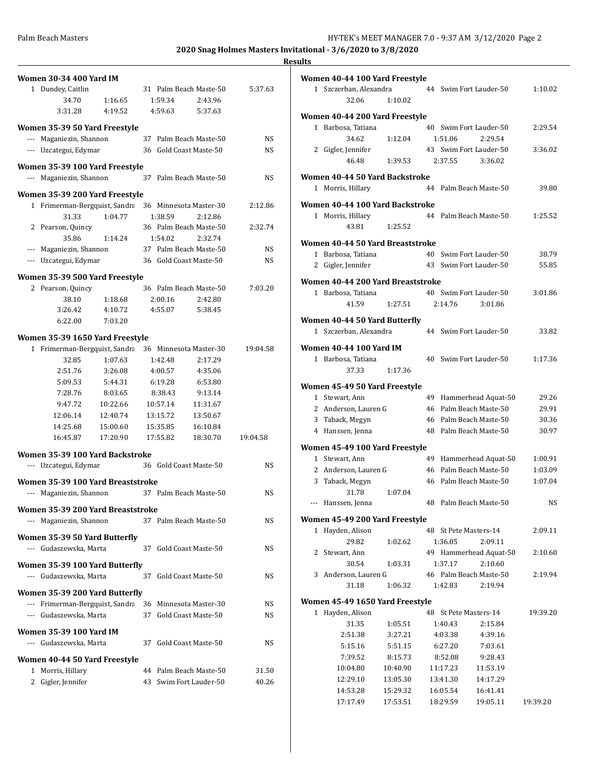**2020 Snag Holmes Masters Invitational - 3/6/2020 to 3/8/2020**

**Results**

**Women 30-34 400 Yard IM**

1 Dundey, Caitlin 31 Palm Beach Maste-50 5:37.63
34.70 1:16.65 1:59.34 2:43.96
3:31.28 4:19.52 4:59.63 5:37.63

**Women 35-39 50 Yard Freestyle**

--- Maganiezin, Shannon 37 Palm Beach Maste-50 NS
--- Uzcategui, Edymar 36 Gold Coast Maste-50 NS

**Women 35-39 100 Yard Freestyle**

--- Maganiezin, Shannon 37 Palm Beach Maste-50 NS

**Women 35-39 200 Yard Freestyle**

1 Frimerman-Bergquist, Sandra 36 Minnesota Master-30 2:12.86
31.33 1:04.77 1:38.59 2:12.86
2 Pearson, Quincy 36 Palm Beach Maste-50 2:32.74
35.86 1:14.24 1:54.02 2:32.74
--- Maganiezin, Shannon 37 Palm Beach Maste-50 NS
--- Uzcategui, Edymar 36 Gold Coast Maste-50 NS

**Women 35-39 500 Yard Freestyle**

2 Pearson, Quincy 36 Palm Beach Maste-50 7:03.20
38.10 1:18.68 2:00.16 2:42.80
3:26.42 4:10.72 4:55.07 5:38.45
6:22.00 7:03.20

**Women 35-39 1650 Yard Freestyle**

1 Frimerman-Bergquist, Sandra 36 Minnesota Master-30 19:04.58
32.85 1:07.63 1:42.48 2:17.29
2:51.76 3:26.08 4:00.57 4:35.06
5:09.53 5:44.31 6:19.28 6:53.80
7:28.76 8:03.65 8:38.43 9:13.14
9:47.72 10:22.66 10:57.14 11:31.67
12:06.14 12:40.74 13:15.72 13:50.67
14:25.68 15:00.60 15:35.85 16:10.84
16:45.87 17:20.90 17:55.82 18:30.70 19:04.58

**Women 35-39 100 Yard Backstroke**

--- Uzcategui, Edymar 36 Gold Coast Maste-50 NS

**Women 35-39 100 Yard Breaststroke**

--- Maganiezin, Shannon 37 Palm Beach Maste-50 NS

**Women 35-39 200 Yard Breaststroke**

--- Maganiezin, Shannon 37 Palm Beach Maste-50 NS

**Women 35-39 50 Yard Butterfly**

--- Gudaszewska, Marta 37 Gold Coast Maste-50 NS

**Women 35-39 100 Yard Butterfly**

--- Gudaszewska, Marta 37 Gold Coast Maste-50 NS

**Women 35-39 200 Yard Butterfly**

--- Frimerman-Bergquist, Sandra 36 Minnesota Master-30 NS
--- Gudaszewska, Marta 37 Gold Coast Maste-50 NS

**Women 35-39 100 Yard IM**

--- Gudaszewska, Marta 37 Gold Coast Maste-50 NS

**Women 40-44 50 Yard Freestyle**

1 Morris, Hillary 44 Palm Beach Maste-50 31.50
2 Gigler, Jennifer 43 Swim Fort Lauder-50 40.26

**Women 40-44 100 Yard Freestyle**

1 Szczerban, Alexandra 44 Swim Fort Lauder-50 1:10.02
32.06 1:10.02

**Women 40-44 200 Yard Freestyle**

1 Barbosa, Tatiana 40 Swim Fort Lauder-50 2:29.54
34.62 1:12.04 1:51.06 2:29.54
2 Gigler, Jennifer 43 Swim Fort Lauder-50 3:36.02
46.48 1:39.53 2:37.55 3:36.02

**Women 40-44 50 Yard Backstroke**

1 Morris, Hillary 44 Palm Beach Maste-50 39.80

**Women 40-44 100 Yard Backstroke**

1 Morris, Hillary 44 Palm Beach Maste-50 1:25.52
43.81 1:25.52

**Women 40-44 50 Yard Breaststroke**

1 Barbosa, Tatiana 40 Swim Fort Lauder-50 38.79
2 Gigler, Jennifer 43 Swim Fort Lauder-50 55.85

**Women 40-44 200 Yard Breaststroke**

1 Barbosa, Tatiana 40 Swim Fort Lauder-50 3:01.86
41.59 1:27.51 2:14.76 3:01.86

**Women 40-44 50 Yard Butterfly**

1 Szczerban, Alexandra 44 Swim Fort Lauder-50 33.82

**Women 40-44 100 Yard IM**

1 Barbosa, Tatiana 40 Swim Fort Lauder-50 1:17.36
37.33 1:17.36

**Women 45-49 50 Yard Freestyle**

1 Stewart, Ann 49 Hammerhead Aquat-50 29.26
2 Anderson, Lauren G 46 Palm Beach Maste-50 29.91
3 Taback, Megyn 46 Palm Beach Maste-50 30.36
4 Hanssen, Jenna 48 Palm Beach Maste-50 30.97

**Women 45-49 100 Yard Freestyle**

1 Stewart, Ann 49 Hammerhead Aquat-50 1:00.91
2 Anderson, Lauren G 46 Palm Beach Maste-50 1:03.09
3 Taback, Megyn 46 Palm Beach Maste-50 1:07.04
31.78 1:07.04
--- Hanssen, Jenna 48 Palm Beach Maste-50 NS

**Women 45-49 200 Yard Freestyle**

1 Hayden, Alison 48 St Pete Masters-14 2:09.11
29.82 1:02.62 1:36.05 2:09.11
2 Stewart, Ann 49 Hammerhead Aquat-50 2:10.60
30.54 1:03.31 1:37.17 2:10.60
3 Anderson, Lauren G 46 Palm Beach Maste-50 2:19.94
31.18 1:06.32 1:42.83 2:19.94

**Women 45-49 1650 Yard Freestyle**

1 Hayden, Alison 48 St Pete Masters-14 19:39.20
31.35 1:05.51 1:40.43 2:15.84
2:51.38 3:27.21 4:03.38 4:39.16
5:15.16 5:51.15 6:27.20 7:03.61
7:39.52 8:15.73 8:52.08 9:28.43
10:04.80 10:40.90 11:17.23 11:53.19
12:29.10 13:05.30 13:41.30 14:17.29
14:53.28 15:29.32 16:05.54 16:41.41
17:17.49 17:53.51 18:29.59 19:05.11 19:39.20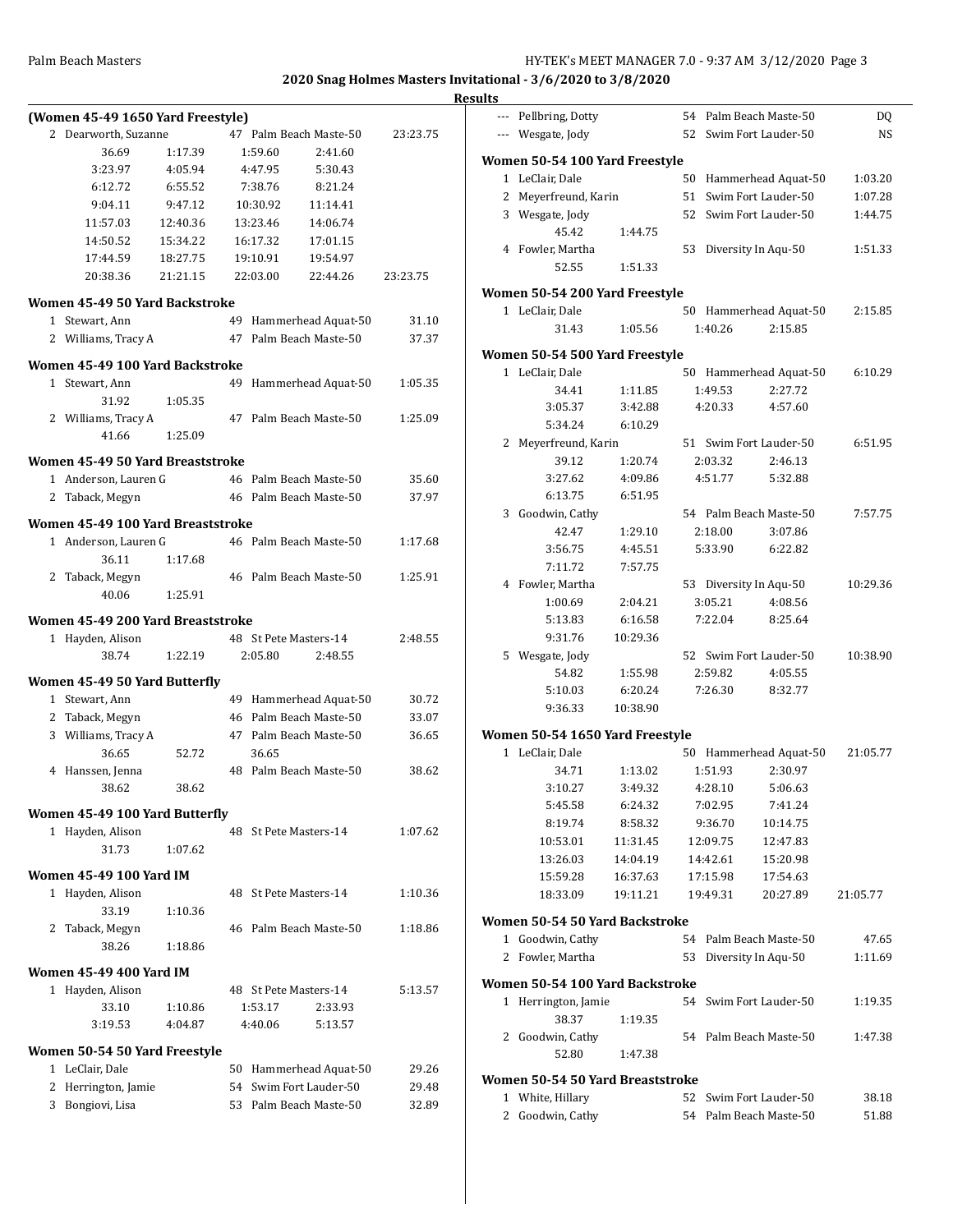**2020 Snag Holmes Masters Invitational - 3/6/2020 to 3/8/2020**

**Results**

### (Women 45-49 1650 Yard Freestyle)

2 Dearworth, Suzanne 47 Palm Beach Maste-50 23:23.75

| | | | | |
|---|---|---|---|---|
| 36.69 | 1:17.39 | 1:59.60 | 2:41.60 | |
| 3:23.97 | 4:05.94 | 4:47.95 | 5:30.43 | |
| 6:12.72 | 6:55.52 | 7:38.76 | 8:21.24 | |
| 9:04.11 | 9:47.12 | 10:30.92 | 11:14.41 | |
| 11:57.03 | 12:40.36 | 13:23.46 | 14:06.74 | |
| 14:50.52 | 15:34.22 | 16:17.32 | 17:01.15 | |
| 17:44.59 | 18:27.75 | 19:10.91 | 19:54.97 | |
| 20:38.36 | 21:21.15 | 22:03.00 | 22:44.26 | 23:23.75 |

### Women 45-49 50 Yard Backstroke

1 Stewart, Ann 49 Hammerhead Aquat-50 31.10
2 Williams, Tracy A 47 Palm Beach Maste-50 37.37

### Women 45-49 100 Yard Backstroke

1 Stewart, Ann 49 Hammerhead Aquat-50 1:05.35
31.92 1:05.35
2 Williams, Tracy A 47 Palm Beach Maste-50 1:25.09
41.66 1:25.09

### Women 45-49 50 Yard Breaststroke

1 Anderson, Lauren G 46 Palm Beach Maste-50 35.60
2 Taback, Megyn 46 Palm Beach Maste-50 37.97

### Women 45-49 100 Yard Breaststroke

1 Anderson, Lauren G 46 Palm Beach Maste-50 1:17.68
36.11 1:17.68
2 Taback, Megyn 46 Palm Beach Maste-50 1:25.91
40.06 1:25.91

### Women 45-49 200 Yard Breaststroke

1 Hayden, Alison 48 St Pete Masters-14 2:48.55
38.74 1:22.19 2:05.80 2:48.55

### Women 45-49 50 Yard Butterfly

1 Stewart, Ann 49 Hammerhead Aquat-50 30.72
2 Taback, Megyn 46 Palm Beach Maste-50 33.07
3 Williams, Tracy A 47 Palm Beach Maste-50 36.65
36.65 52.72 36.65
4 Hanssen, Jenna 48 Palm Beach Maste-50 38.62
38.62 38.62

### Women 45-49 100 Yard Butterfly

1 Hayden, Alison 48 St Pete Masters-14 1:07.62
31.73 1:07.62

### Women 45-49 100 Yard IM

1 Hayden, Alison 48 St Pete Masters-14 1:10.36
33.19 1:10.36
2 Taback, Megyn 46 Palm Beach Maste-50 1:18.86
38.26 1:18.86

### Women 45-49 400 Yard IM

1 Hayden, Alison 48 St Pete Masters-14 5:13.57
33.10 1:10.86 1:53.17 2:33.93
3:19.53 4:04.87 4:40.06 5:13.57

### Women 50-54 50 Yard Freestyle

1 LeClair, Dale 50 Hammerhead Aquat-50 29.26
2 Herrington, Jamie 54 Swim Fort Lauder-50 29.48
3 Bongiovi, Lisa 53 Palm Beach Maste-50 32.89
--- Pellbring, Dotty 54 Palm Beach Maste-50 DQ
--- Wesgate, Jody 52 Swim Fort Lauder-50 NS

### Women 50-54 100 Yard Freestyle

1 LeClair, Dale 50 Hammerhead Aquat-50 1:03.20
2 Meyerfreund, Karin 51 Swim Fort Lauder-50 1:07.28
3 Wesgate, Jody 52 Swim Fort Lauder-50 1:44.75
45.42 1:44.75
4 Fowler, Martha 53 Diversity In Aqu-50 1:51.33
52.55 1:51.33

### Women 50-54 200 Yard Freestyle

1 LeClair, Dale 50 Hammerhead Aquat-50 2:15.85
31.43 1:05.56 1:40.26 2:15.85

### Women 50-54 500 Yard Freestyle

1 LeClair, Dale 50 Hammerhead Aquat-50 6:10.29
34.41 1:11.85 1:49.53 2:27.72
3:05.37 3:42.88 4:20.33 4:57.60
5:34.24 6:10.29
2 Meyerfreund, Karin 51 Swim Fort Lauder-50 6:51.95
39.12 1:20.74 2:03.32 2:46.13
3:27.62 4:09.86 4:51.77 5:32.88
6:13.75 6:51.95
3 Goodwin, Cathy 54 Palm Beach Maste-50 7:57.75
42.47 1:29.10 2:18.00 3:07.86
3:56.75 4:45.51 5:33.90 6:22.82
7:11.72 7:57.75
4 Fowler, Martha 53 Diversity In Aqu-50 10:29.36
1:00.69 2:04.21 3:05.21 4:08.56
5:13.83 6:16.58 7:22.04 8:25.64
9:31.76 10:29.36
5 Wesgate, Jody 52 Swim Fort Lauder-50 10:38.90
54.82 1:55.98 2:59.82 4:05.55
5:10.03 6:20.24 7:26.30 8:32.77
9:36.33 10:38.90

### Women 50-54 1650 Yard Freestyle

1 LeClair, Dale 50 Hammerhead Aquat-50 21:05.77

| | | | | |
|---|---|---|---|---|
| 34.71 | 1:13.02 | 1:51.93 | 2:30.97 | |
| 3:10.27 | 3:49.32 | 4:28.10 | 5:06.63 | |
| 5:45.58 | 6:24.32 | 7:02.95 | 7:41.24 | |
| 8:19.74 | 8:58.32 | 9:36.70 | 10:14.75 | |
| 10:53.01 | 11:31.45 | 12:09.75 | 12:47.83 | |
| 13:26.03 | 14:04.19 | 14:42.61 | 15:20.98 | |
| 15:59.28 | 16:37.63 | 17:15.98 | 17:54.63 | |
| 18:33.09 | 19:11.21 | 19:49.31 | 20:27.89 | 21:05.77 |

### Women 50-54 50 Yard Backstroke

1 Goodwin, Cathy 54 Palm Beach Maste-50 47.65
2 Fowler, Martha 53 Diversity In Aqu-50 1:11.69

### Women 50-54 100 Yard Backstroke

1 Herrington, Jamie 54 Swim Fort Lauder-50 1:19.35
38.37 1:19.35
2 Goodwin, Cathy 54 Palm Beach Maste-50 1:47.38
52.80 1:47.38

### Women 50-54 50 Yard Breaststroke

1 White, Hillary 52 Swim Fort Lauder-50 38.18
2 Goodwin, Cathy 54 Palm Beach Maste-50 51.88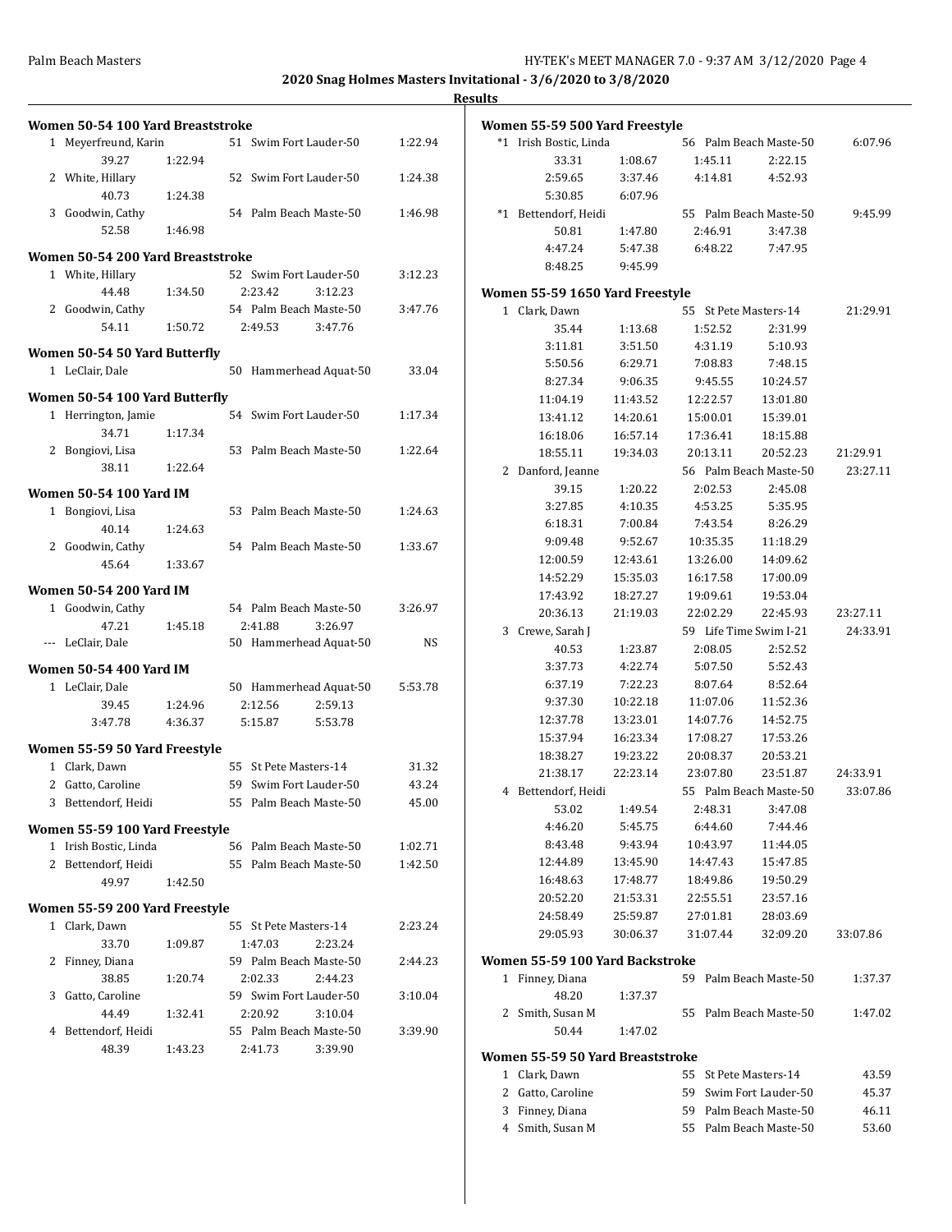**2020 Snag Holmes Masters Invitational - 3/6/2020 to 3/8/2020**

**Results**

### Women 50-54 100 Yard Breaststroke

```
  1 Meyerfreund, Karin          51  Swim Fort Lauder-50       1:22.94
       39.27      1:22.94
  2 White, Hillary              52  Swim Fort Lauder-50       1:24.38
       40.73      1:24.38
  3 Goodwin, Cathy              54  Palm Beach Maste-50       1:46.98
       52.58      1:46.98
```

### Women 50-54 200 Yard Breaststroke

```
  1 White, Hillary              52  Swim Fort Lauder-50       3:12.23
       44.48      1:34.50      2:23.42      3:12.23
  2 Goodwin, Cathy              54  Palm Beach Maste-50       3:47.76
       54.11      1:50.72      2:49.53      3:47.76
```

### Women 50-54 50 Yard Butterfly

```
  1 LeClair, Dale               50  Hammerhead Aquat-50         33.04
```

### Women 50-54 100 Yard Butterfly

```
  1 Herrington, Jamie           54  Swim Fort Lauder-50       1:17.34
       34.71      1:17.34
  2 Bongiovi, Lisa              53  Palm Beach Maste-50       1:22.64
       38.11      1:22.64
```

### Women 50-54 100 Yard IM

```
  1 Bongiovi, Lisa              53  Palm Beach Maste-50       1:24.63
       40.14      1:24.63
  2 Goodwin, Cathy              54  Palm Beach Maste-50       1:33.67
       45.64      1:33.67
```

### Women 50-54 200 Yard IM

```
  1 Goodwin, Cathy              54  Palm Beach Maste-50       3:26.97
       47.21      1:45.18      2:41.88      3:26.97
--- LeClair, Dale               50  Hammerhead Aquat-50            NS
```

### Women 50-54 400 Yard IM

```
  1 LeClair, Dale               50  Hammerhead Aquat-50       5:53.78
       39.45      1:24.96      2:12.56      2:59.13
     3:47.78      4:36.37      5:15.87      5:53.78
```

### Women 55-59 50 Yard Freestyle

```
  1 Clark, Dawn                 55  St Pete Masters-14          31.32
  2 Gatto, Caroline             59  Swim Fort Lauder-50         43.24
  3 Bettendorf, Heidi           55  Palm Beach Maste-50         45.00
```

### Women 55-59 100 Yard Freestyle

```
  1 Irish Bostic, Linda         56  Palm Beach Maste-50       1:02.71
  2 Bettendorf, Heidi           55  Palm Beach Maste-50       1:42.50
       49.97      1:42.50
```

### Women 55-59 200 Yard Freestyle

```
  1 Clark, Dawn                 55  St Pete Masters-14        2:23.24
       33.70      1:09.87      1:47.03      2:23.24
  2 Finney, Diana               59  Palm Beach Maste-50       2:44.23
       38.85      1:20.74      2:02.33      2:44.23
  3 Gatto, Caroline             59  Swim Fort Lauder-50       3:10.04
       44.49      1:32.41      2:20.92      3:10.04
  4 Bettendorf, Heidi           55  Palm Beach Maste-50       3:39.90
       48.39      1:43.23      2:41.73      3:39.90
```

### Women 55-59 500 Yard Freestyle

```
 *1 Irish Bostic, Linda         56  Palm Beach Maste-50       6:07.96
       33.31      1:08.67      1:45.11      2:22.15
     2:59.65      3:37.46      4:14.81      4:52.93
     5:30.85      6:07.96
 *1 Bettendorf, Heidi           55  Palm Beach Maste-50       9:45.99
       50.81      1:47.80      2:46.91      3:47.38
     4:47.24      5:47.38      6:48.22      7:47.95
     8:48.25      9:45.99
```

### Women 55-59 1650 Yard Freestyle

```
  1 Clark, Dawn                 55  St Pete Masters-14       21:29.91
       35.44      1:13.68      1:52.52      2:31.99
     3:11.81      3:51.50      4:31.19      5:10.93
     5:50.56      6:29.71      7:08.83      7:48.15
     8:27.34      9:06.35      9:45.55     10:24.57
    11:04.19     11:43.52     12:22.57     13:01.80
    13:41.12     14:20.61     15:00.01     15:39.01
    16:18.06     16:57.14     17:36.41     18:15.88
    18:55.11     19:34.03     20:13.11     20:52.23     21:29.91
  2 Danford, Jeanne             56  Palm Beach Maste-50      23:27.11
       39.15      1:20.22      2:02.53      2:45.08
     3:27.85      4:10.35      4:53.25      5:35.95
     6:18.31      7:00.84      7:43.54      8:26.29
     9:09.48      9:52.67     10:35.35     11:18.29
    12:00.59     12:43.61     13:26.00     14:09.62
    14:52.29     15:35.03     16:17.58     17:00.09
    17:43.92     18:27.27     19:09.61     19:53.04
    20:36.13     21:19.03     22:02.29     22:45.93     23:27.11
  3 Crewe, Sarah J              59  Life Time Swim I-21      24:33.91
       40.53      1:23.87      2:08.05      2:52.52
     3:37.73      4:22.74      5:07.50      5:52.43
     6:37.19      7:22.23      8:07.64      8:52.64
     9:37.30     10:22.18     11:07.06     11:52.36
    12:37.78     13:23.01     14:07.76     14:52.75
    15:37.94     16:23.34     17:08.27     17:53.26
    18:38.27     19:23.22     20:08.37     20:53.21
    21:38.17     22:23.14     23:07.80     23:51.87     24:33.91
  4 Bettendorf, Heidi           55  Palm Beach Maste-50      33:07.86
       53.02      1:49.54      2:48.31      3:47.08
     4:46.20      5:45.75      6:44.60      7:44.46
     8:43.48      9:43.94     10:43.97     11:44.05
    12:44.89     13:45.90     14:47.43     15:47.85
    16:48.63     17:48.77     18:49.86     19:50.29
    20:52.20     21:53.31     22:55.51     23:57.16
    24:58.49     25:59.87     27:01.81     28:03.69
    29:05.93     30:06.37     31:07.44     32:09.20     33:07.86
```

### Women 55-59 100 Yard Backstroke

```
  1 Finney, Diana               59  Palm Beach Maste-50       1:37.37
       48.20      1:37.37
  2 Smith, Susan M              55  Palm Beach Maste-50       1:47.02
       50.44      1:47.02
```

### Women 55-59 50 Yard Breaststroke

```
  1 Clark, Dawn                 55  St Pete Masters-14          43.59
  2 Gatto, Caroline             59  Swim Fort Lauder-50         45.37
  3 Finney, Diana               59  Palm Beach Maste-50         46.11
  4 Smith, Susan M              55  Palm Beach Maste-50         53.60
```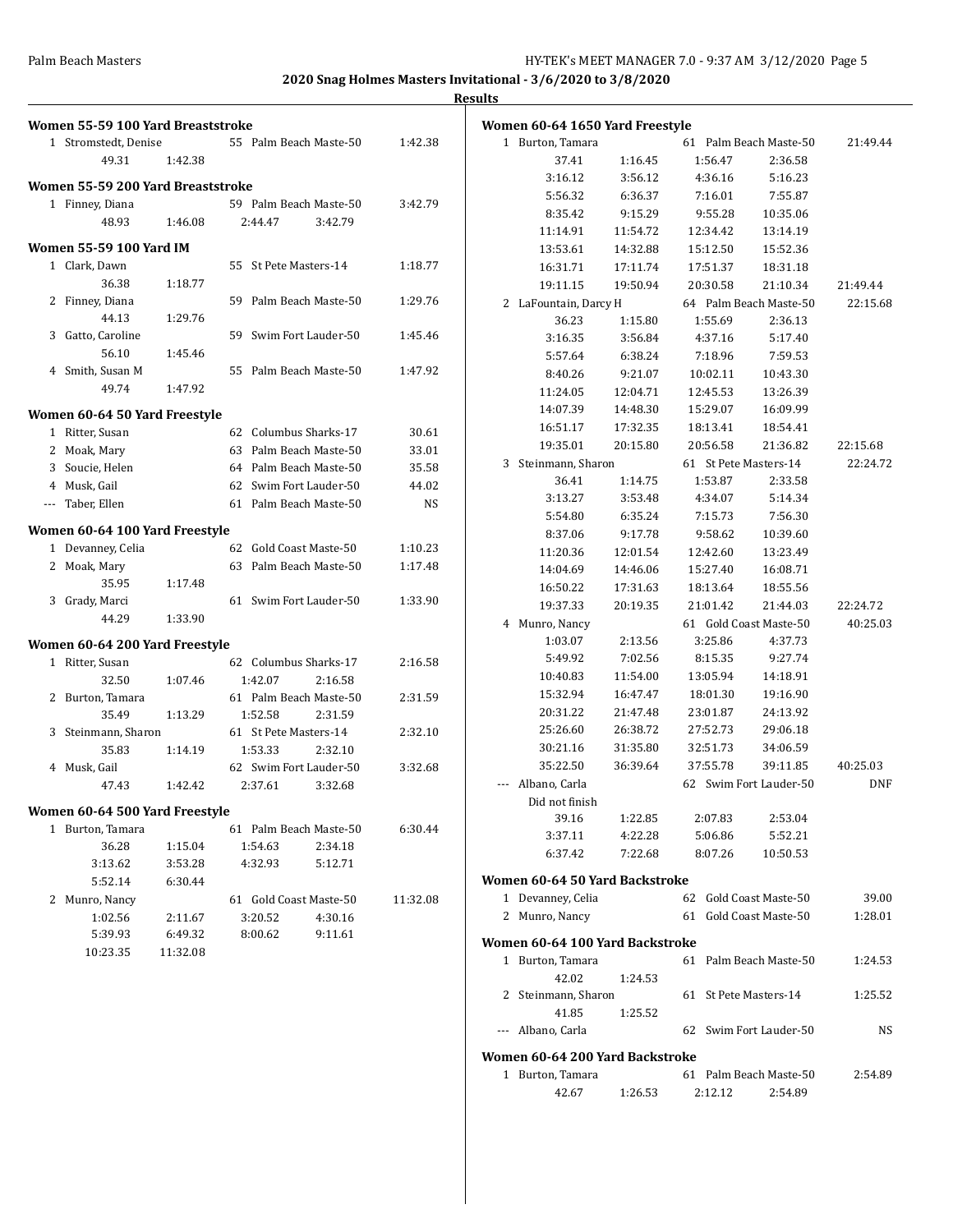**2020 Snag Holmes Masters Invitational - 3/6/2020 to 3/8/2020**

**Results**

### Women 55-59 100 Yard Breaststroke

| Place | Name | Age | Team | Time |
|---|---|---|---|---|
| 1 | Stromstedt, Denise | 55 | Palm Beach Maste-50 | 1:42.38 |
| | 49.31 1:42.38 | | | |

### Women 55-59 200 Yard Breaststroke

| Place | Name | Age | Team | Time |
|---|---|---|---|---|
| 1 | Finney, Diana | 59 | Palm Beach Maste-50 | 3:42.79 |
| | 48.93 1:46.08 2:44.47 3:42.79 | | | |

### Women 55-59 100 Yard IM

| Place | Name | Age | Team | Time |
|---|---|---|---|---|
| 1 | Clark, Dawn | 55 | St Pete Masters-14 | 1:18.77 |
| | 36.38 1:18.77 | | | |
| 2 | Finney, Diana | 59 | Palm Beach Maste-50 | 1:29.76 |
| | 44.13 1:29.76 | | | |
| 3 | Gatto, Caroline | 59 | Swim Fort Lauder-50 | 1:45.46 |
| | 56.10 1:45.46 | | | |
| 4 | Smith, Susan M | 55 | Palm Beach Maste-50 | 1:47.92 |
| | 49.74 1:47.92 | | | |

### Women 60-64 50 Yard Freestyle

| Place | Name | Age | Team | Time |
|---|---|---|---|---|
| 1 | Ritter, Susan | 62 | Columbus Sharks-17 | 30.61 |
| 2 | Moak, Mary | 63 | Palm Beach Maste-50 | 33.01 |
| 3 | Soucie, Helen | 64 | Palm Beach Maste-50 | 35.58 |
| 4 | Musk, Gail | 62 | Swim Fort Lauder-50 | 44.02 |
| --- | Taber, Ellen | 61 | Palm Beach Maste-50 | NS |

### Women 60-64 100 Yard Freestyle

| Place | Name | Age | Team | Time |
|---|---|---|---|---|
| 1 | Devanney, Celia | 62 | Gold Coast Maste-50 | 1:10.23 |
| 2 | Moak, Mary | 63 | Palm Beach Maste-50 | 1:17.48 |
| | 35.95 1:17.48 | | | |
| 3 | Grady, Marci | 61 | Swim Fort Lauder-50 | 1:33.90 |
| | 44.29 1:33.90 | | | |

### Women 60-64 200 Yard Freestyle

| Place | Name | Age | Team | Time |
|---|---|---|---|---|
| 1 | Ritter, Susan | 62 | Columbus Sharks-17 | 2:16.58 |
| | 32.50 1:07.46 1:42.07 2:16.58 | | | |
| 2 | Burton, Tamara | 61 | Palm Beach Maste-50 | 2:31.59 |
| | 35.49 1:13.29 1:52.58 2:31.59 | | | |
| 3 | Steinmann, Sharon | 61 | St Pete Masters-14 | 2:32.10 |
| | 35.83 1:14.19 1:53.33 2:32.10 | | | |
| 4 | Musk, Gail | 62 | Swim Fort Lauder-50 | 3:32.68 |
| | 47.43 1:42.42 2:37.61 3:32.68 | | | |

### Women 60-64 500 Yard Freestyle

| Place | Name | Age | Team | Time |
|---|---|---|---|---|
| 1 | Burton, Tamara | 61 | Palm Beach Maste-50 | 6:30.44 |
| | 36.28 1:15.04 1:54.63 2:34.18 3:13.62 3:53.28 4:32.93 5:12.71 5:52.14 6:30.44 | | | |
| 2 | Munro, Nancy | 61 | Gold Coast Maste-50 | 11:32.08 |
| | 1:02.56 2:11.67 3:20.52 4:30.16 5:39.93 6:49.32 8:00.62 9:11.61 10:23.35 11:32.08 | | | |

### Women 60-64 1650 Yard Freestyle

| Place | Name | Age | Team | Time |
|---|---|---|---|---|
| 1 | Burton, Tamara | 61 | Palm Beach Maste-50 | 21:49.44 |
| | 37.41 1:16.45 1:56.47 2:36.58 3:16.12 3:56.12 4:36.16 5:16.23 5:56.32 6:36.37 7:16.01 7:55.87 8:35.42 9:15.29 9:55.28 10:35.06 11:14.91 11:54.72 12:34.42 13:14.19 13:53.61 14:32.88 15:12.50 15:52.36 16:31.71 17:11.74 17:51.37 18:31.18 19:11.15 19:50.94 20:30.58 21:10.34 21:49.44 | | | |
| 2 | LaFountain, Darcy H | 64 | Palm Beach Maste-50 | 22:15.68 |
| | 36.23 1:15.80 1:55.69 2:36.13 3:16.35 3:56.84 4:37.16 5:17.40 5:57.64 6:38.24 7:18.96 7:59.53 8:40.26 9:21.07 10:02.11 10:43.30 11:24.05 12:04.71 12:45.53 13:26.39 14:07.39 14:48.30 15:29.07 16:09.99 16:51.17 17:32.35 18:13.41 18:54.41 19:35.01 20:15.80 20:56.58 21:36.82 22:15.68 | | | |
| 3 | Steinmann, Sharon | 61 | St Pete Masters-14 | 22:24.72 |
| | 36.41 1:14.75 1:53.87 2:33.58 3:13.27 3:53.48 4:34.07 5:14.34 5:54.80 6:35.24 7:15.73 7:56.30 8:37.06 9:17.78 9:58.62 10:39.60 11:20.36 12:01.54 12:42.60 13:23.49 14:04.69 14:46.06 15:27.40 16:08.71 16:50.22 17:31.63 18:13.64 18:55.56 19:37.33 20:19.35 21:01.42 21:44.03 22:24.72 | | | |
| 4 | Munro, Nancy | 61 | Gold Coast Maste-50 | 40:25.03 |
| | 1:03.07 2:13.56 3:25.86 4:37.73 5:49.92 7:02.56 8:15.35 9:27.74 10:40.83 11:54.00 13:05.94 14:18.91 15:32.94 16:47.47 18:01.30 19:16.90 20:31.22 21:47.48 23:01.87 24:13.92 25:26.60 26:38.72 27:52.73 29:06.18 30:21.16 31:35.80 32:51.73 34:06.59 35:22.50 36:39.64 37:55.78 39:11.85 40:25.03 | | | |
| --- | Albano, Carla | 62 | Swim Fort Lauder-50 | DNF |
| | Did not finish | | | |
| | 39.16 1:22.85 2:07.83 2:53.04 3:37.11 4:22.28 5:06.86 5:52.21 6:37.42 7:22.68 8:07.26 10:50.53 | | | |

### Women 60-64 50 Yard Backstroke

| Place | Name | Age | Team | Time |
|---|---|---|---|---|
| 1 | Devanney, Celia | 62 | Gold Coast Maste-50 | 39.00 |
| 2 | Munro, Nancy | 61 | Gold Coast Maste-50 | 1:28.01 |

### Women 60-64 100 Yard Backstroke

| Place | Name | Age | Team | Time |
|---|---|---|---|---|
| 1 | Burton, Tamara | 61 | Palm Beach Maste-50 | 1:24.53 |
| | 42.02 1:24.53 | | | |
| 2 | Steinmann, Sharon | 61 | St Pete Masters-14 | 1:25.52 |
| | 41.85 1:25.52 | | | |
| --- | Albano, Carla | 62 | Swim Fort Lauder-50 | NS |

### Women 60-64 200 Yard Backstroke

| Place | Name | Age | Team | Time |
|---|---|---|---|---|
| 1 | Burton, Tamara | 61 | Palm Beach Maste-50 | 2:54.89 |
| | 42.67 1:26.53 2:12.12 2:54.89 | | | |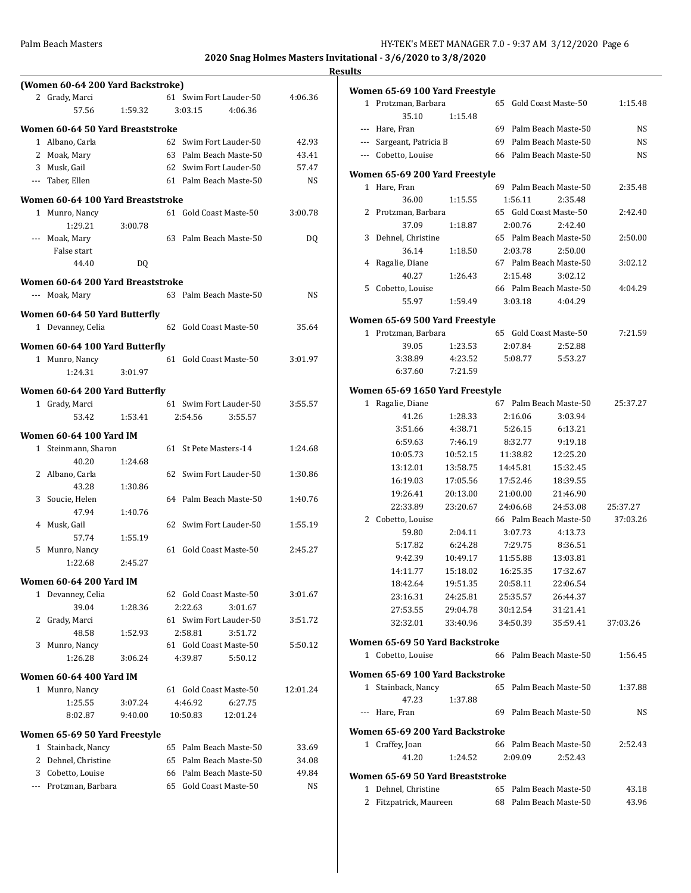**2020 Snag Holmes Masters Invitational - 3/6/2020 to 3/8/2020**

**Results**

### (Women 60-64 200 Yard Backstroke)

2 Grady, Marci — 61 Swim Fort Lauder-50 — 4:06.36
57.56 1:59.32 3:03.15 4:06.36

### Women 60-64 50 Yard Breaststroke

1 Albano, Carla — 62 Swim Fort Lauder-50 — 42.93
2 Moak, Mary — 63 Palm Beach Maste-50 — 43.41
3 Musk, Gail — 62 Swim Fort Lauder-50 — 57.47
--- Taber, Ellen — 61 Palm Beach Maste-50 — NS

### Women 60-64 100 Yard Breaststroke

1 Munro, Nancy — 61 Gold Coast Maste-50 — 3:00.78
1:29.21 3:00.78
--- Moak, Mary — 63 Palm Beach Maste-50 — DQ
False start
44.40 DQ

### Women 60-64 200 Yard Breaststroke

--- Moak, Mary — 63 Palm Beach Maste-50 — NS

### Women 60-64 50 Yard Butterfly

1 Devanney, Celia — 62 Gold Coast Maste-50 — 35.64

### Women 60-64 100 Yard Butterfly

1 Munro, Nancy — 61 Gold Coast Maste-50 — 3:01.97
1:24.31 3:01.97

### Women 60-64 200 Yard Butterfly

1 Grady, Marci — 61 Swim Fort Lauder-50 — 3:55.57
53.42 1:53.41 2:54.56 3:55.57

### Women 60-64 100 Yard IM

1 Steinmann, Sharon — 61 St Pete Masters-14 — 1:24.68
40.20 1:24.68
2 Albano, Carla — 62 Swim Fort Lauder-50 — 1:30.86
43.28 1:30.86
3 Soucie, Helen — 64 Palm Beach Maste-50 — 1:40.76
47.94 1:40.76
4 Musk, Gail — 62 Swim Fort Lauder-50 — 1:55.19
57.74 1:55.19
5 Munro, Nancy — 61 Gold Coast Maste-50 — 2:45.27
1:22.68 2:45.27

### Women 60-64 200 Yard IM

1 Devanney, Celia — 62 Gold Coast Maste-50 — 3:01.67
39.04 1:28.36 2:22.63 3:01.67
2 Grady, Marci — 61 Swim Fort Lauder-50 — 3:51.72
48.58 1:52.93 2:58.81 3:51.72
3 Munro, Nancy — 61 Gold Coast Maste-50 — 5:50.12
1:26.28 3:06.24 4:39.87 5:50.12

### Women 60-64 400 Yard IM

1 Munro, Nancy — 61 Gold Coast Maste-50 — 12:01.24
1:25.55 3:07.24 4:46.92 6:27.75
8:02.87 9:40.00 10:50.83 12:01.24

### Women 65-69 50 Yard Freestyle

1 Stainback, Nancy — 65 Palm Beach Maste-50 — 33.69
2 Dehnel, Christine — 65 Palm Beach Maste-50 — 34.08
3 Cobetto, Louise — 66 Palm Beach Maste-50 — 49.84
--- Protzman, Barbara — 65 Gold Coast Maste-50 — NS

### Women 65-69 100 Yard Freestyle

1 Protzman, Barbara — 65 Gold Coast Maste-50 — 1:15.48
35.10 1:15.48
--- Hare, Fran — 69 Palm Beach Maste-50 — NS
--- Sargeant, Patricia B — 69 Palm Beach Maste-50 — NS
--- Cobetto, Louise — 66 Palm Beach Maste-50 — NS

### Women 65-69 200 Yard Freestyle

1 Hare, Fran — 69 Palm Beach Maste-50 — 2:35.48
36.00 1:15.55 1:56.11 2:35.48
2 Protzman, Barbara — 65 Gold Coast Maste-50 — 2:42.40
37.09 1:18.87 2:00.76 2:42.40
3 Dehnel, Christine — 65 Palm Beach Maste-50 — 2:50.00
36.14 1:18.50 2:03.78 2:50.00
4 Ragalie, Diane — 67 Palm Beach Maste-50 — 3:02.12
40.27 1:26.43 2:15.48 3:02.12
5 Cobetto, Louise — 66 Palm Beach Maste-50 — 4:04.29
55.97 1:59.49 3:03.18 4:04.29

### Women 65-69 500 Yard Freestyle

1 Protzman, Barbara — 65 Gold Coast Maste-50 — 7:21.59
39.05 1:23.53 2:07.84 2:52.88
3:38.89 4:23.52 5:08.77 5:53.27
6:37.60 7:21.59

### Women 65-69 1650 Yard Freestyle

1 Ragalie, Diane — 67 Palm Beach Maste-50 — 25:37.27
41.26 1:28.33 2:16.06 3:03.94
3:51.66 4:38.71 5:26.15 6:13.21
6:59.63 7:46.19 8:32.77 9:19.18
10:05.73 10:52.15 11:38.82 12:25.20
13:12.01 13:58.75 14:45.81 15:32.45
16:19.03 17:05.56 17:52.46 18:39.55
19:26.41 20:13.00 21:00.00 21:46.90
22:33.89 23:20.67 24:06.68 24:53.08 25:37.27
2 Cobetto, Louise — 66 Palm Beach Maste-50 — 37:03.26
59.80 2:04.11 3:07.73 4:13.73
5:17.82 6:24.28 7:29.75 8:36.51
9:42.39 10:49.17 11:55.88 13:03.81
14:11.77 15:18.02 16:25.35 17:32.67
18:42.64 19:51.35 20:58.11 22:06.54
23:16.31 24:25.81 25:35.57 26:44.37
27:53.55 29:04.78 30:12.54 31:21.41
32:32.01 33:40.96 34:50.39 35:59.41 37:03.26

### Women 65-69 50 Yard Backstroke

1 Cobetto, Louise — 66 Palm Beach Maste-50 — 1:56.45

### Women 65-69 100 Yard Backstroke

1 Stainback, Nancy — 65 Palm Beach Maste-50 — 1:37.88
47.23 1:37.88
--- Hare, Fran — 69 Palm Beach Maste-50 — NS

### Women 65-69 200 Yard Backstroke

1 Craffey, Joan — 66 Palm Beach Maste-50 — 2:52.43
41.20 1:24.52 2:09.09 2:52.43

### Women 65-69 50 Yard Breaststroke

1 Dehnel, Christine — 65 Palm Beach Maste-50 — 43.18
2 Fitzpatrick, Maureen — 68 Palm Beach Maste-50 — 43.96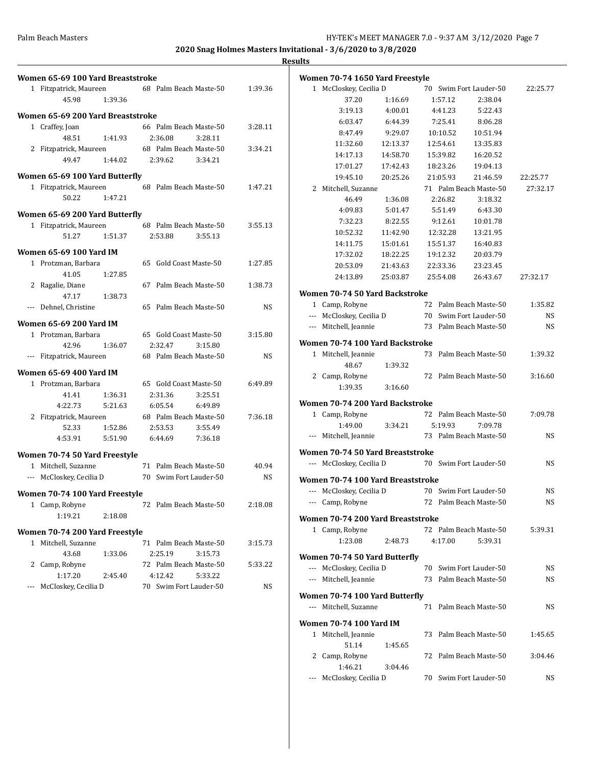**2020 Snag Holmes Masters Invitational - 3/6/2020 to 3/8/2020**

**Results**

### Women 65-69 100 Yard Breaststroke

1 Fitzpatrick, Maureen 68 Palm Beach Maste-50 1:39.36
45.98 1:39.36

### Women 65-69 200 Yard Breaststroke

1 Craffey, Joan 66 Palm Beach Maste-50 3:28.11
48.51 1:41.93 2:36.08 3:28.11

2 Fitzpatrick, Maureen 68 Palm Beach Maste-50 3:34.21
49.47 1:44.02 2:39.62 3:34.21

### Women 65-69 100 Yard Butterfly

1 Fitzpatrick, Maureen 68 Palm Beach Maste-50 1:47.21
50.22 1:47.21

### Women 65-69 200 Yard Butterfly

1 Fitzpatrick, Maureen 68 Palm Beach Maste-50 3:55.13
51.27 1:51.37 2:53.88 3:55.13

### Women 65-69 100 Yard IM

1 Protzman, Barbara 65 Gold Coast Maste-50 1:27.85
41.05 1:27.85

2 Ragalie, Diane 67 Palm Beach Maste-50 1:38.73
47.17 1:38.73

--- Dehnel, Christine 65 Palm Beach Maste-50 NS

### Women 65-69 200 Yard IM

1 Protzman, Barbara 65 Gold Coast Maste-50 3:15.80
42.96 1:36.07 2:32.47 3:15.80

--- Fitzpatrick, Maureen 68 Palm Beach Maste-50 NS

### Women 65-69 400 Yard IM

1 Protzman, Barbara 65 Gold Coast Maste-50 6:49.89
41.41 1:36.31 2:31.36 3:25.51
4:22.73 5:21.63 6:05.54 6:49.89

2 Fitzpatrick, Maureen 68 Palm Beach Maste-50 7:36.18
52.33 1:52.86 2:53.53 3:55.49
4:53.91 5:51.90 6:44.69 7:36.18

### Women 70-74 50 Yard Freestyle

1 Mitchell, Suzanne 71 Palm Beach Maste-50 40.94

--- McCloskey, Cecilia D 70 Swim Fort Lauder-50 NS

### Women 70-74 100 Yard Freestyle

1 Camp, Robyne 72 Palm Beach Maste-50 2:18.08
1:19.21 2:18.08

### Women 70-74 200 Yard Freestyle

1 Mitchell, Suzanne 71 Palm Beach Maste-50 3:15.73
43.68 1:33.06 2:25.19 3:15.73

2 Camp, Robyne 72 Palm Beach Maste-50 5:33.22
1:17.20 2:45.40 4:12.42 5:33.22

--- McCloskey, Cecilia D 70 Swim Fort Lauder-50 NS

### Women 70-74 1650 Yard Freestyle

1 McCloskey, Cecilia D 70 Swim Fort Lauder-50 22:25.77
37.20 1:16.69 1:57.12 2:38.04
3:19.13 4:00.01 4:41.23 5:22.43
6:03.47 6:44.39 7:25.41 8:06.28
8:47.49 9:29.07 10:10.52 10:51.94
11:32.60 12:13.37 12:54.61 13:35.83
14:17.13 14:58.70 15:39.82 16:20.52
17:01.27 17:42.43 18:23.26 19:04.13
19:45.10 20:25.26 21:05.93 21:46.59 22:25.77

2 Mitchell, Suzanne 71 Palm Beach Maste-50 27:32.17
46.49 1:36.08 2:26.82 3:18.32
4:09.83 5:01.47 5:51.49 6:43.30
7:32.23 8:22.55 9:12.61 10:01.78
10:52.32 11:42.90 12:32.28 13:21.95
14:11.75 15:01.61 15:51.37 16:40.83
17:32.02 18:22.25 19:12.32 20:03.79
20:53.09 21:43.63 22:33.36 23:23.45
24:13.89 25:03.87 25:54.08 26:43.67 27:32.17

### Women 70-74 50 Yard Backstroke

1 Camp, Robyne 72 Palm Beach Maste-50 1:35.82

--- McCloskey, Cecilia D 70 Swim Fort Lauder-50 NS

--- Mitchell, Jeannie 73 Palm Beach Maste-50 NS

### Women 70-74 100 Yard Backstroke

1 Mitchell, Jeannie 73 Palm Beach Maste-50 1:39.32
48.67 1:39.32

2 Camp, Robyne 72 Palm Beach Maste-50 3:16.60
1:39.35 3:16.60

### Women 70-74 200 Yard Backstroke

1 Camp, Robyne 72 Palm Beach Maste-50 7:09.78
1:49.00 3:34.21 5:19.93 7:09.78

--- Mitchell, Jeannie 73 Palm Beach Maste-50 NS

### Women 70-74 50 Yard Breaststroke

--- McCloskey, Cecilia D 70 Swim Fort Lauder-50 NS

### Women 70-74 100 Yard Breaststroke

--- McCloskey, Cecilia D 70 Swim Fort Lauder-50 NS

--- Camp, Robyne 72 Palm Beach Maste-50 NS

### Women 70-74 200 Yard Breaststroke

1 Camp, Robyne 72 Palm Beach Maste-50 5:39.31
1:23.08 2:48.73 4:17.00 5:39.31

### Women 70-74 50 Yard Butterfly

--- McCloskey, Cecilia D 70 Swim Fort Lauder-50 NS

--- Mitchell, Jeannie 73 Palm Beach Maste-50 NS

### Women 70-74 100 Yard Butterfly

--- Mitchell, Suzanne 71 Palm Beach Maste-50 NS

### Women 70-74 100 Yard IM

1 Mitchell, Jeannie 73 Palm Beach Maste-50 1:45.65
51.14 1:45.65

2 Camp, Robyne 72 Palm Beach Maste-50 3:04.46
1:46.21 3:04.46

--- McCloskey, Cecilia D 70 Swim Fort Lauder-50 NS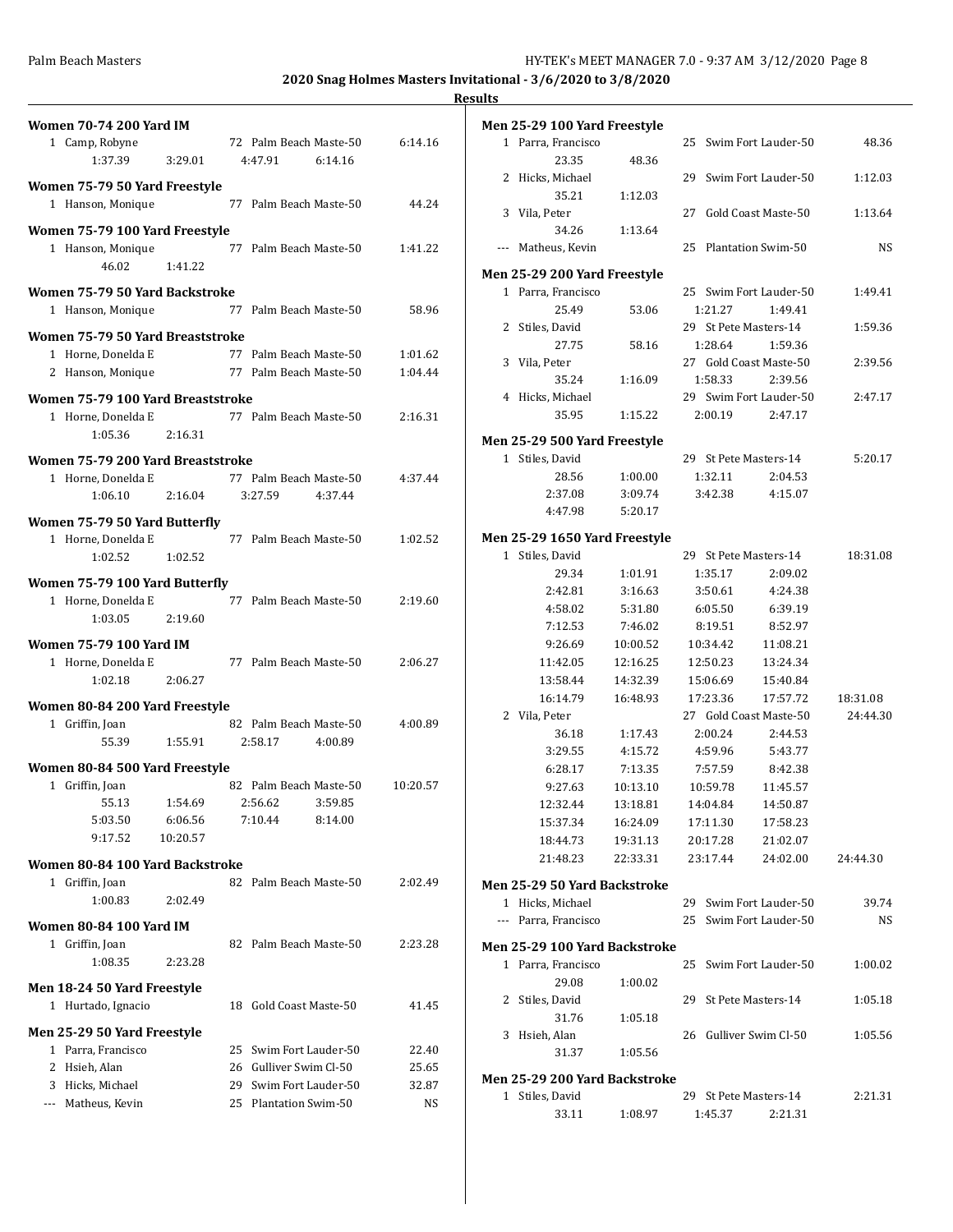## 2020 Snag Holmes Masters Invitational - 3/6/2020 to 3/8/2020

### Results

**Women 70-74 200 Yard IM**

| Place | Name | Age | Team | Time |
|---|---|---|---|---|
| 1 | Camp, Robyne | 72 | Palm Beach Maste-50 | 6:14.16 |
| | 1:37.39 | 3:29.01 | 4:47.91 | 6:14.16 |

**Women 75-79 50 Yard Freestyle**

| Place | Name | Age | Team | Time |
|---|---|---|---|---|
| 1 | Hanson, Monique | 77 | Palm Beach Maste-50 | 44.24 |

**Women 75-79 100 Yard Freestyle**

| Place | Name | Age | Team | Time |
|---|---|---|---|---|
| 1 | Hanson, Monique | 77 | Palm Beach Maste-50 | 1:41.22 |
| | 46.02 | 1:41.22 | | |

**Women 75-79 50 Yard Backstroke**

| Place | Name | Age | Team | Time |
|---|---|---|---|---|
| 1 | Hanson, Monique | 77 | Palm Beach Maste-50 | 58.96 |

**Women 75-79 50 Yard Breaststroke**

| Place | Name | Age | Team | Time |
|---|---|---|---|---|
| 1 | Horne, Donelda E | 77 | Palm Beach Maste-50 | 1:01.62 |
| 2 | Hanson, Monique | 77 | Palm Beach Maste-50 | 1:04.44 |

**Women 75-79 100 Yard Breaststroke**

| Place | Name | Age | Team | Time |
|---|---|---|---|---|
| 1 | Horne, Donelda E | 77 | Palm Beach Maste-50 | 2:16.31 |
| | 1:05.36 | 2:16.31 | | |

**Women 75-79 200 Yard Breaststroke**

| Place | Name | Age | Team | Time |
|---|---|---|---|---|
| 1 | Horne, Donelda E | 77 | Palm Beach Maste-50 | 4:37.44 |
| | 1:06.10 | 2:16.04 | 3:27.59 | 4:37.44 |

**Women 75-79 50 Yard Butterfly**

| Place | Name | Age | Team | Time |
|---|---|---|---|---|
| 1 | Horne, Donelda E | 77 | Palm Beach Maste-50 | 1:02.52 |
| | 1:02.52 | 1:02.52 | | |

**Women 75-79 100 Yard Butterfly**

| Place | Name | Age | Team | Time |
|---|---|---|---|---|
| 1 | Horne, Donelda E | 77 | Palm Beach Maste-50 | 2:19.60 |
| | 1:03.05 | 2:19.60 | | |

**Women 75-79 100 Yard IM**

| Place | Name | Age | Team | Time |
|---|---|---|---|---|
| 1 | Horne, Donelda E | 77 | Palm Beach Maste-50 | 2:06.27 |
| | 1:02.18 | 2:06.27 | | |

**Women 80-84 200 Yard Freestyle**

| Place | Name | Age | Team | Time |
|---|---|---|---|---|
| 1 | Griffin, Joan | 82 | Palm Beach Maste-50 | 4:00.89 |
| | 55.39 | 1:55.91 | 2:58.17 | 4:00.89 |

**Women 80-84 500 Yard Freestyle**

| Place | Name | Age | Team | Time |
|---|---|---|---|---|
| 1 | Griffin, Joan | 82 | Palm Beach Maste-50 | 10:20.57 |
| | 55.13 | 1:54.69 | 2:56.62 | 3:59.85 |
| | 5:03.50 | 6:06.56 | 7:10.44 | 8:14.00 |
| | 9:17.52 | 10:20.57 | | |

**Women 80-84 100 Yard Backstroke**

| Place | Name | Age | Team | Time |
|---|---|---|---|---|
| 1 | Griffin, Joan | 82 | Palm Beach Maste-50 | 2:02.49 |
| | 1:00.83 | 2:02.49 | | |

**Women 80-84 100 Yard IM**

| Place | Name | Age | Team | Time |
|---|---|---|---|---|
| 1 | Griffin, Joan | 82 | Palm Beach Maste-50 | 2:23.28 |
| | 1:08.35 | 2:23.28 | | |

**Men 18-24 50 Yard Freestyle**

| Place | Name | Age | Team | Time |
|---|---|---|---|---|
| 1 | Hurtado, Ignacio | 18 | Gold Coast Maste-50 | 41.45 |

**Men 25-29 50 Yard Freestyle**

| Place | Name | Age | Team | Time |
|---|---|---|---|---|
| 1 | Parra, Francisco | 25 | Swim Fort Lauder-50 | 22.40 |
| 2 | Hsieh, Alan | 26 | Gulliver Swim Cl-50 | 25.65 |
| 3 | Hicks, Michael | 29 | Swim Fort Lauder-50 | 32.87 |
| --- | Matheus, Kevin | 25 | Plantation Swim-50 | NS |

**Men 25-29 100 Yard Freestyle**

| Place | Name | Age | Team | Time |
|---|---|---|---|---|
| 1 | Parra, Francisco | 25 | Swim Fort Lauder-50 | 48.36 |
| | 23.35 | 48.36 | | |
| 2 | Hicks, Michael | 29 | Swim Fort Lauder-50 | 1:12.03 |
| | 35.21 | 1:12.03 | | |
| 3 | Vila, Peter | 27 | Gold Coast Maste-50 | 1:13.64 |
| | 34.26 | 1:13.64 | | |
| --- | Matheus, Kevin | 25 | Plantation Swim-50 | NS |

**Men 25-29 200 Yard Freestyle**

| Place | Name | Age | Team | Time |
|---|---|---|---|---|
| 1 | Parra, Francisco | 25 | Swim Fort Lauder-50 | 1:49.41 |
| | 25.49 | 53.06 | 1:21.27 | 1:49.41 |
| 2 | Stiles, David | 29 | St Pete Masters-14 | 1:59.36 |
| | 27.75 | 58.16 | 1:28.64 | 1:59.36 |
| 3 | Vila, Peter | 27 | Gold Coast Maste-50 | 2:39.56 |
| | 35.24 | 1:16.09 | 1:58.33 | 2:39.56 |
| 4 | Hicks, Michael | 29 | Swim Fort Lauder-50 | 2:47.17 |
| | 35.95 | 1:15.22 | 2:00.19 | 2:47.17 |

**Men 25-29 500 Yard Freestyle**

| Place | Name | Age | Team | Time |
|---|---|---|---|---|
| 1 | Stiles, David | 29 | St Pete Masters-14 | 5:20.17 |
| | 28.56 | 1:00.00 | 1:32.11 | 2:04.53 |
| | 2:37.08 | 3:09.74 | 3:42.38 | 4:15.07 |
| | 4:47.98 | 5:20.17 | | |

**Men 25-29 1650 Yard Freestyle**

| Place | Name | Age | Team | Time | |
|---|---|---|---|---|---|
| 1 | Stiles, David | 29 | St Pete Masters-14 | | 18:31.08 |
| | 29.34 | 1:01.91 | 1:35.17 | 2:09.02 | |
| | 2:42.81 | 3:16.63 | 3:50.61 | 4:24.38 | |
| | 4:58.02 | 5:31.80 | 6:05.50 | 6:39.19 | |
| | 7:12.53 | 7:46.02 | 8:19.51 | 8:52.97 | |
| | 9:26.69 | 10:00.52 | 10:34.42 | 11:08.21 | |
| | 11:42.05 | 12:16.25 | 12:50.23 | 13:24.34 | |
| | 13:58.44 | 14:32.39 | 15:06.69 | 15:40.84 | |
| | 16:14.79 | 16:48.93 | 17:23.36 | 17:57.72 | 18:31.08 |
| 2 | Vila, Peter | 27 | Gold Coast Maste-50 | | 24:44.30 |
| | 36.18 | 1:17.43 | 2:00.24 | 2:44.53 | |
| | 3:29.55 | 4:15.72 | 4:59.96 | 5:43.77 | |
| | 6:28.17 | 7:13.35 | 7:57.59 | 8:42.38 | |
| | 9:27.63 | 10:13.10 | 10:59.78 | 11:45.57 | |
| | 12:32.44 | 13:18.81 | 14:04.84 | 14:50.87 | |
| | 15:37.34 | 16:24.09 | 17:11.30 | 17:58.23 | |
| | 18:44.73 | 19:31.13 | 20:17.28 | 21:02.07 | |
| | 21:48.23 | 22:33.31 | 23:17.44 | 24:02.00 | 24:44.30 |

**Men 25-29 50 Yard Backstroke**

| Place | Name | Age | Team | Time |
|---|---|---|---|---|
| 1 | Hicks, Michael | 29 | Swim Fort Lauder-50 | 39.74 |
| --- | Parra, Francisco | 25 | Swim Fort Lauder-50 | NS |

**Men 25-29 100 Yard Backstroke**

| Place | Name | Age | Team | Time |
|---|---|---|---|---|
| 1 | Parra, Francisco | 25 | Swim Fort Lauder-50 | 1:00.02 |
| | 29.08 | 1:00.02 | | |
| 2 | Stiles, David | 29 | St Pete Masters-14 | 1:05.18 |
| | 31.76 | 1:05.18 | | |
| 3 | Hsieh, Alan | 26 | Gulliver Swim Cl-50 | 1:05.56 |
| | 31.37 | 1:05.56 | | |

**Men 25-29 200 Yard Backstroke**

| Place | Name | Age | Team | Time |
|---|---|---|---|---|
| 1 | Stiles, David | 29 | St Pete Masters-14 | 2:21.31 |
| | 33.11 | 1:08.97 | 1:45.37 | 2:21.31 |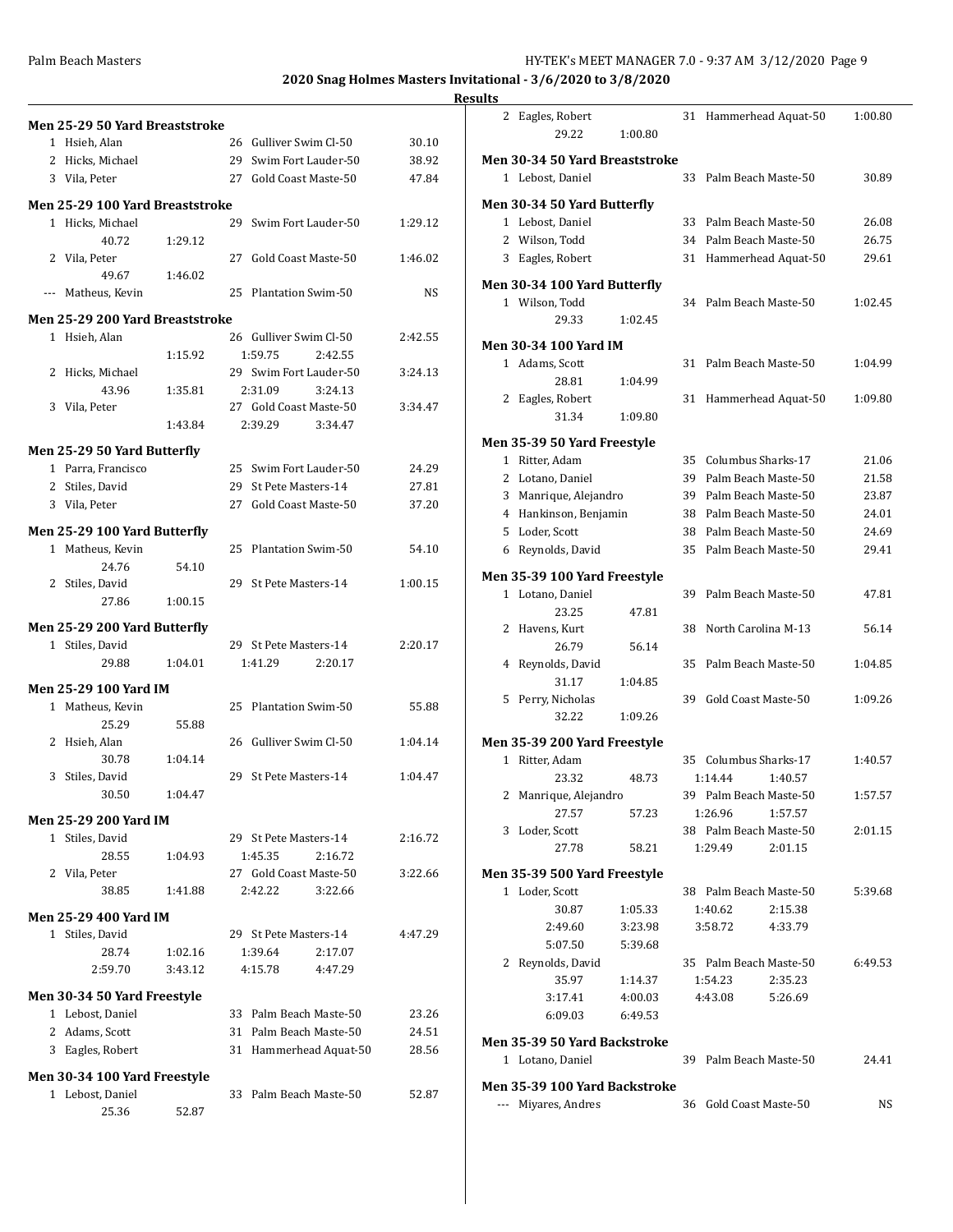**2020 Snag Holmes Masters Invitational - 3/6/2020 to 3/8/2020**

**Results**

### Men 25-29 50 Yard Breaststroke

| | Name | Age | Team | Time |
|---|---|---|---|---|
| 1 | Hsieh, Alan | 26 | Gulliver Swim Cl-50 | 30.10 |
| 2 | Hicks, Michael | 29 | Swim Fort Lauder-50 | 38.92 |
| 3 | Vila, Peter | 27 | Gold Coast Maste-50 | 47.84 |

### Men 25-29 100 Yard Breaststroke

| | Name | Age | Team | Time |
|---|---|---|---|---|
| 1 | Hicks, Michael | 29 | Swim Fort Lauder-50 | 1:29.12 |
| | 40.72 1:29.12 | | | |
| 2 | Vila, Peter | 27 | Gold Coast Maste-50 | 1:46.02 |
| | 49.67 1:46.02 | | | |
| --- | Matheus, Kevin | 25 | Plantation Swim-50 | NS |

### Men 25-29 200 Yard Breaststroke

| | Name | Age | Team | Time |
|---|---|---|---|---|
| 1 | Hsieh, Alan | 26 | Gulliver Swim Cl-50 | 2:42.55 |
| | 1:15.92 1:59.75 2:42.55 | | | |
| 2 | Hicks, Michael | 29 | Swim Fort Lauder-50 | 3:24.13 |
| | 43.96 1:35.81 2:31.09 3:24.13 | | | |
| 3 | Vila, Peter | 27 | Gold Coast Maste-50 | 3:34.47 |
| | 1:43.84 2:39.29 3:34.47 | | | |

### Men 25-29 50 Yard Butterfly

| | Name | Age | Team | Time |
|---|---|---|---|---|
| 1 | Parra, Francisco | 25 | Swim Fort Lauder-50 | 24.29 |
| 2 | Stiles, David | 29 | St Pete Masters-14 | 27.81 |
| 3 | Vila, Peter | 27 | Gold Coast Maste-50 | 37.20 |

### Men 25-29 100 Yard Butterfly

| | Name | Age | Team | Time |
|---|---|---|---|---|
| 1 | Matheus, Kevin | 25 | Plantation Swim-50 | 54.10 |
| | 24.76 54.10 | | | |
| 2 | Stiles, David | 29 | St Pete Masters-14 | 1:00.15 |
| | 27.86 1:00.15 | | | |

### Men 25-29 200 Yard Butterfly

| | Name | Age | Team | Time |
|---|---|---|---|---|
| 1 | Stiles, David | 29 | St Pete Masters-14 | 2:20.17 |
| | 29.88 1:04.01 1:41.29 2:20.17 | | | |

### Men 25-29 100 Yard IM

| | Name | Age | Team | Time |
|---|---|---|---|---|
| 1 | Matheus, Kevin | 25 | Plantation Swim-50 | 55.88 |
| | 25.29 55.88 | | | |
| 2 | Hsieh, Alan | 26 | Gulliver Swim Cl-50 | 1:04.14 |
| | 30.78 1:04.14 | | | |
| 3 | Stiles, David | 29 | St Pete Masters-14 | 1:04.47 |
| | 30.50 1:04.47 | | | |

### Men 25-29 200 Yard IM

| | Name | Age | Team | Time |
|---|---|---|---|---|
| 1 | Stiles, David | 29 | St Pete Masters-14 | 2:16.72 |
| | 28.55 1:04.93 1:45.35 2:16.72 | | | |
| 2 | Vila, Peter | 27 | Gold Coast Maste-50 | 3:22.66 |
| | 38.85 1:41.88 2:42.22 3:22.66 | | | |

### Men 25-29 400 Yard IM

| | Name | Age | Team | Time |
|---|---|---|---|---|
| 1 | Stiles, David | 29 | St Pete Masters-14 | 4:47.29 |
| | 28.74 1:02.16 1:39.64 2:17.07 | | | |
| | 2:59.70 3:43.12 4:15.78 4:47.29 | | | |

### Men 30-34 50 Yard Freestyle

| | Name | Age | Team | Time |
|---|---|---|---|---|
| 1 | Lebost, Daniel | 33 | Palm Beach Maste-50 | 23.26 |
| 2 | Adams, Scott | 31 | Palm Beach Maste-50 | 24.51 |
| 3 | Eagles, Robert | 31 | Hammerhead Aquat-50 | 28.56 |

### Men 30-34 100 Yard Freestyle

| | Name | Age | Team | Time |
|---|---|---|---|---|
| 1 | Lebost, Daniel | 33 | Palm Beach Maste-50 | 52.87 |
| | 25.36 52.87 | | | |
| 2 | Eagles, Robert | 31 | Hammerhead Aquat-50 | 1:00.80 |
| | 29.22 1:00.80 | | | |

### Men 30-34 50 Yard Breaststroke

| | Name | Age | Team | Time |
|---|---|---|---|---|
| 1 | Lebost, Daniel | 33 | Palm Beach Maste-50 | 30.89 |

### Men 30-34 50 Yard Butterfly

| | Name | Age | Team | Time |
|---|---|---|---|---|
| 1 | Lebost, Daniel | 33 | Palm Beach Maste-50 | 26.08 |
| 2 | Wilson, Todd | 34 | Palm Beach Maste-50 | 26.75 |
| 3 | Eagles, Robert | 31 | Hammerhead Aquat-50 | 29.61 |

### Men 30-34 100 Yard Butterfly

| | Name | Age | Team | Time |
|---|---|---|---|---|
| 1 | Wilson, Todd | 34 | Palm Beach Maste-50 | 1:02.45 |
| | 29.33 1:02.45 | | | |

### Men 30-34 100 Yard IM

| | Name | Age | Team | Time |
|---|---|---|---|---|
| 1 | Adams, Scott | 31 | Palm Beach Maste-50 | 1:04.99 |
| | 28.81 1:04.99 | | | |
| 2 | Eagles, Robert | 31 | Hammerhead Aquat-50 | 1:09.80 |
| | 31.34 1:09.80 | | | |

### Men 35-39 50 Yard Freestyle

| | Name | Age | Team | Time |
|---|---|---|---|---|
| 1 | Ritter, Adam | 35 | Columbus Sharks-17 | 21.06 |
| 2 | Lotano, Daniel | 39 | Palm Beach Maste-50 | 21.58 |
| 3 | Manrique, Alejandro | 39 | Palm Beach Maste-50 | 23.87 |
| 4 | Hankinson, Benjamin | 38 | Palm Beach Maste-50 | 24.01 |
| 5 | Loder, Scott | 38 | Palm Beach Maste-50 | 24.69 |
| 6 | Reynolds, David | 35 | Palm Beach Maste-50 | 29.41 |

### Men 35-39 100 Yard Freestyle

| | Name | Age | Team | Time |
|---|---|---|---|---|
| 1 | Lotano, Daniel | 39 | Palm Beach Maste-50 | 47.81 |
| | 23.25 47.81 | | | |
| 2 | Havens, Kurt | 38 | North Carolina M-13 | 56.14 |
| | 26.79 56.14 | | | |
| 4 | Reynolds, David | 35 | Palm Beach Maste-50 | 1:04.85 |
| | 31.17 1:04.85 | | | |
| 5 | Perry, Nicholas | 39 | Gold Coast Maste-50 | 1:09.26 |
| | 32.22 1:09.26 | | | |

### Men 35-39 200 Yard Freestyle

| | Name | Age | Team | Time |
|---|---|---|---|---|
| 1 | Ritter, Adam | 35 | Columbus Sharks-17 | 1:40.57 |
| | 23.32 48.73 1:14.44 1:40.57 | | | |
| 2 | Manrique, Alejandro | 39 | Palm Beach Maste-50 | 1:57.57 |
| | 27.57 57.23 1:26.96 1:57.57 | | | |
| 3 | Loder, Scott | 38 | Palm Beach Maste-50 | 2:01.15 |
| | 27.78 58.21 1:29.49 2:01.15 | | | |

### Men 35-39 500 Yard Freestyle

| | Name | Age | Team | Time |
|---|---|---|---|---|
| 1 | Loder, Scott | 38 | Palm Beach Maste-50 | 5:39.68 |
| | 30.87 1:05.33 1:40.62 2:15.38 | | | |
| | 2:49.60 3:23.98 3:58.72 4:33.79 | | | |
| | 5:07.50 5:39.68 | | | |
| 2 | Reynolds, David | 35 | Palm Beach Maste-50 | 6:49.53 |
| | 35.97 1:14.37 1:54.23 2:35.23 | | | |
| | 3:17.41 4:00.03 4:43.08 5:26.69 | | | |
| | 6:09.03 6:49.53 | | | |

### Men 35-39 50 Yard Backstroke

| | Name | Age | Team | Time |
|---|---|---|---|---|
| 1 | Lotano, Daniel | 39 | Palm Beach Maste-50 | 24.41 |

### Men 35-39 100 Yard Backstroke

| | Name | Age | Team | Time |
|---|---|---|---|---|
| --- | Miyares, Andres | 36 | Gold Coast Maste-50 | NS |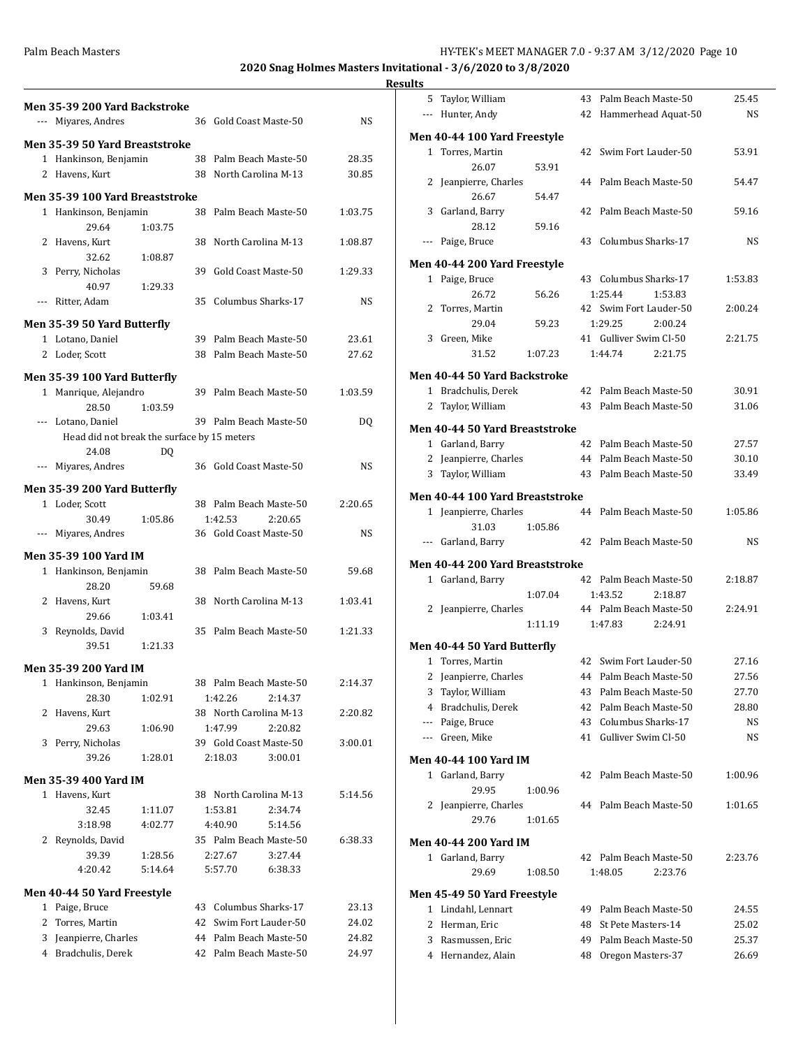**2020 Snag Holmes Masters Invitational - 3/6/2020 to 3/8/2020**

**Results**

### Men 35-39 200 Yard Backstroke

| | Name | Age | Team | Time |
|---|---|---|---|---|
| --- | Miyares, Andres | 36 | Gold Coast Maste-50 | NS |

### Men 35-39 50 Yard Breaststroke

| | Name | Age | Team | Time |
|---|---|---|---|---|
| 1 | Hankinson, Benjamin | 38 | Palm Beach Maste-50 | 28.35 |
| 2 | Havens, Kurt | 38 | North Carolina M-13 | 30.85 |

### Men 35-39 100 Yard Breaststroke

| | Name | Age | Team | Time |
|---|---|---|---|---|
| 1 | Hankinson, Benjamin | 38 | Palm Beach Maste-50 | 1:03.75 |
| | 29.64 1:03.75 | | | |
| 2 | Havens, Kurt | 38 | North Carolina M-13 | 1:08.87 |
| | 32.62 1:08.87 | | | |
| 3 | Perry, Nicholas | 39 | Gold Coast Maste-50 | 1:29.33 |
| | 40.97 1:29.33 | | | |
| --- | Ritter, Adam | 35 | Columbus Sharks-17 | NS |

### Men 35-39 50 Yard Butterfly

| | Name | Age | Team | Time |
|---|---|---|---|---|
| 1 | Lotano, Daniel | 39 | Palm Beach Maste-50 | 23.61 |
| 2 | Loder, Scott | 38 | Palm Beach Maste-50 | 27.62 |

### Men 35-39 100 Yard Butterfly

| | Name | Age | Team | Time |
|---|---|---|---|---|
| 1 | Manrique, Alejandro | 39 | Palm Beach Maste-50 | 1:03.59 |
| | 28.50 1:03.59 | | | |
| --- | Lotano, Daniel | 39 | Palm Beach Maste-50 | DQ |
| | Head did not break the surface by 15 meters | | | |
| | 24.08 DQ | | | |
| --- | Miyares, Andres | 36 | Gold Coast Maste-50 | NS |

### Men 35-39 200 Yard Butterfly

| | Name | Age | Team | Time |
|---|---|---|---|---|
| 1 | Loder, Scott | 38 | Palm Beach Maste-50 | 2:20.65 |
| | 30.49 1:05.86 1:42.53 2:20.65 | | | |
| --- | Miyares, Andres | 36 | Gold Coast Maste-50 | NS |

### Men 35-39 100 Yard IM

| | Name | Age | Team | Time |
|---|---|---|---|---|
| 1 | Hankinson, Benjamin | 38 | Palm Beach Maste-50 | 59.68 |
| | 28.20 59.68 | | | |
| 2 | Havens, Kurt | 38 | North Carolina M-13 | 1:03.41 |
| | 29.66 1:03.41 | | | |
| 3 | Reynolds, David | 35 | Palm Beach Maste-50 | 1:21.33 |
| | 39.51 1:21.33 | | | |

### Men 35-39 200 Yard IM

| | Name | Age | Team | Time |
|---|---|---|---|---|
| 1 | Hankinson, Benjamin | 38 | Palm Beach Maste-50 | 2:14.37 |
| | 28.30 1:02.91 1:42.26 2:14.37 | | | |
| 2 | Havens, Kurt | 38 | North Carolina M-13 | 2:20.82 |
| | 29.63 1:06.90 1:47.99 2:20.82 | | | |
| 3 | Perry, Nicholas | 39 | Gold Coast Maste-50 | 3:00.01 |
| | 39.26 1:28.01 2:18.03 3:00.01 | | | |

### Men 35-39 400 Yard IM

| | Name | Age | Team | Time |
|---|---|---|---|---|
| 1 | Havens, Kurt | 38 | North Carolina M-13 | 5:14.56 |
| | 32.45 1:11.07 1:53.81 2:34.74 | | | |
| | 3:18.98 4:02.77 4:40.90 5:14.56 | | | |
| 2 | Reynolds, David | 35 | Palm Beach Maste-50 | 6:38.33 |
| | 39.39 1:28.56 2:27.67 3:27.44 | | | |
| | 4:20.42 5:14.64 5:57.70 6:38.33 | | | |

### Men 40-44 50 Yard Freestyle

| | Name | Age | Team | Time |
|---|---|---|---|---|
| 1 | Paige, Bruce | 43 | Columbus Sharks-17 | 23.13 |
| 2 | Torres, Martin | 42 | Swim Fort Lauder-50 | 24.02 |
| 3 | Jeanpierre, Charles | 44 | Palm Beach Maste-50 | 24.82 |
| 4 | Bradchulis, Derek | 42 | Palm Beach Maste-50 | 24.97 |
| 5 | Taylor, William | 43 | Palm Beach Maste-50 | 25.45 |
| --- | Hunter, Andy | 42 | Hammerhead Aquat-50 | NS |

### Men 40-44 100 Yard Freestyle

| | Name | Age | Team | Time |
|---|---|---|---|---|
| 1 | Torres, Martin | 42 | Swim Fort Lauder-50 | 53.91 |
| | 26.07 53.91 | | | |
| 2 | Jeanpierre, Charles | 44 | Palm Beach Maste-50 | 54.47 |
| | 26.67 54.47 | | | |
| 3 | Garland, Barry | 42 | Palm Beach Maste-50 | 59.16 |
| | 28.12 59.16 | | | |
| --- | Paige, Bruce | 43 | Columbus Sharks-17 | NS |

### Men 40-44 200 Yard Freestyle

| | Name | Age | Team | Time |
|---|---|---|---|---|
| 1 | Paige, Bruce | 43 | Columbus Sharks-17 | 1:53.83 |
| | 26.72 56.26 1:25.44 1:53.83 | | | |
| 2 | Torres, Martin | 42 | Swim Fort Lauder-50 | 2:00.24 |
| | 29.04 59.23 1:29.25 2:00.24 | | | |
| 3 | Green, Mike | 41 | Gulliver Swim Cl-50 | 2:21.75 |
| | 31.52 1:07.23 1:44.74 2:21.75 | | | |

### Men 40-44 50 Yard Backstroke

| | Name | Age | Team | Time |
|---|---|---|---|---|
| 1 | Bradchulis, Derek | 42 | Palm Beach Maste-50 | 30.91 |
| 2 | Taylor, William | 43 | Palm Beach Maste-50 | 31.06 |

### Men 40-44 50 Yard Breaststroke

| | Name | Age | Team | Time |
|---|---|---|---|---|
| 1 | Garland, Barry | 42 | Palm Beach Maste-50 | 27.57 |
| 2 | Jeanpierre, Charles | 44 | Palm Beach Maste-50 | 30.10 |
| 3 | Taylor, William | 43 | Palm Beach Maste-50 | 33.49 |

### Men 40-44 100 Yard Breaststroke

| | Name | Age | Team | Time |
|---|---|---|---|---|
| 1 | Jeanpierre, Charles | 44 | Palm Beach Maste-50 | 1:05.86 |
| | 31.03 1:05.86 | | | |
| --- | Garland, Barry | 42 | Palm Beach Maste-50 | NS |

### Men 40-44 200 Yard Breaststroke

| | Name | Age | Team | Time |
|---|---|---|---|---|
| 1 | Garland, Barry | 42 | Palm Beach Maste-50 | 2:18.87 |
| | 1:07.04 1:43.52 2:18.87 | | | |
| 2 | Jeanpierre, Charles | 44 | Palm Beach Maste-50 | 2:24.91 |
| | 1:11.19 1:47.83 2:24.91 | | | |

### Men 40-44 50 Yard Butterfly

| | Name | Age | Team | Time |
|---|---|---|---|---|
| 1 | Torres, Martin | 42 | Swim Fort Lauder-50 | 27.16 |
| 2 | Jeanpierre, Charles | 44 | Palm Beach Maste-50 | 27.56 |
| 3 | Taylor, William | 43 | Palm Beach Maste-50 | 27.70 |
| 4 | Bradchulis, Derek | 42 | Palm Beach Maste-50 | 28.80 |
| --- | Paige, Bruce | 43 | Columbus Sharks-17 | NS |
| --- | Green, Mike | 41 | Gulliver Swim Cl-50 | NS |

### Men 40-44 100 Yard IM

| | Name | Age | Team | Time |
|---|---|---|---|---|
| 1 | Garland, Barry | 42 | Palm Beach Maste-50 | 1:00.96 |
| | 29.95 1:00.96 | | | |
| 2 | Jeanpierre, Charles | 44 | Palm Beach Maste-50 | 1:01.65 |
| | 29.76 1:01.65 | | | |

### Men 40-44 200 Yard IM

| | Name | Age | Team | Time |
|---|---|---|---|---|
| 1 | Garland, Barry | 42 | Palm Beach Maste-50 | 2:23.76 |
| | 29.69 1:08.50 1:48.05 2:23.76 | | | |

### Men 45-49 50 Yard Freestyle

| | Name | Age | Team | Time |
|---|---|---|---|---|
| 1 | Lindahl, Lennart | 49 | Palm Beach Maste-50 | 24.55 |
| 2 | Herman, Eric | 48 | St Pete Masters-14 | 25.02 |
| 3 | Rasmussen, Eric | 49 | Palm Beach Maste-50 | 25.37 |
| 4 | Hernandez, Alain | 48 | Oregon Masters-37 | 26.69 |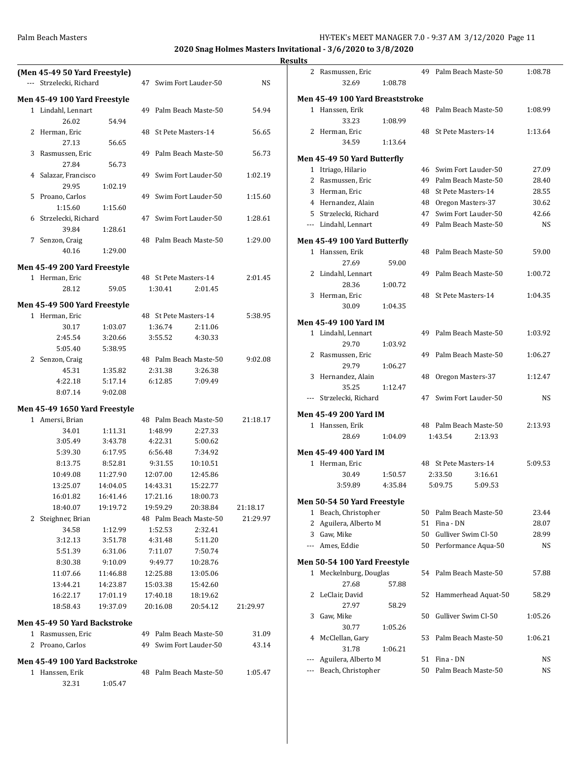**2020 Snag Holmes Masters Invitational - 3/6/2020 to 3/8/2020**

**Results**

### (Men 45-49 50 Yard Freestyle)

| Place | Name | Age | Team | Time |
|---|---|---|---|---|
| --- | Strzelecki, Richard | 47 | Swim Fort Lauder-50 | NS |

### Men 45-49 100 Yard Freestyle

| Place | Name | Age | Team | Time |
|---|---|---|---|---|
| 1 | Lindahl, Lennart | 49 | Palm Beach Maste-50 | 54.94 |
| | 26.02 54.94 | | | |
| 2 | Herman, Eric | 48 | St Pete Masters-14 | 56.65 |
| | 27.13 56.65 | | | |
| 3 | Rasmussen, Eric | 49 | Palm Beach Maste-50 | 56.73 |
| | 27.84 56.73 | | | |
| 4 | Salazar, Francisco | 49 | Swim Fort Lauder-50 | 1:02.19 |
| | 29.95 1:02.19 | | | |
| 5 | Proano, Carlos | 49 | Swim Fort Lauder-50 | 1:15.60 |
| | 1:15.60 1:15.60 | | | |
| 6 | Strzelecki, Richard | 47 | Swim Fort Lauder-50 | 1:28.61 |
| | 39.84 1:28.61 | | | |
| 7 | Senzon, Craig | 48 | Palm Beach Maste-50 | 1:29.00 |
| | 40.16 1:29.00 | | | |

### Men 45-49 200 Yard Freestyle

| Place | Name | Age | Team | Time |
|---|---|---|---|---|
| 1 | Herman, Eric | 48 | St Pete Masters-14 | 2:01.45 |
| | 28.12 59.05 1:30.41 2:01.45 | | | |

### Men 45-49 500 Yard Freestyle

| Place | Name | Age | Team | Time |
|---|---|---|---|---|
| 1 | Herman, Eric | 48 | St Pete Masters-14 | 5:38.95 |
| | 30.17 1:03.07 1:36.74 2:11.06 | | | |
| | 2:45.54 3:20.66 3:55.52 4:30.33 | | | |
| | 5:05.40 5:38.95 | | | |
| 2 | Senzon, Craig | 48 | Palm Beach Maste-50 | 9:02.08 |
| | 45.31 1:35.82 2:31.38 3:26.38 | | | |
| | 4:22.18 5:17.14 6:12.85 7:09.49 | | | |
| | 8:07.14 9:02.08 | | | |

### Men 45-49 1650 Yard Freestyle

| Place | Name | Age | Team | Time |
|---|---|---|---|---|
| 1 | Amersi, Brian | 48 | Palm Beach Maste-50 | 21:18.17 |
| | 34.01 1:11.31 1:48.99 2:27.33 | | | |
| | 3:05.49 3:43.78 4:22.31 5:00.62 | | | |
| | 5:39.30 6:17.95 6:56.48 7:34.92 | | | |
| | 8:13.75 8:52.81 9:31.55 10:10.51 | | | |
| | 10:49.08 11:27.90 12:07.00 12:45.86 | | | |
| | 13:25.07 14:04.05 14:43.31 15:22.77 | | | |
| | 16:01.82 16:41.46 17:21.16 18:00.73 | | | |
| | 18:40.07 19:19.72 19:59.29 20:38.84 21:18.17 | | | |
| 2 | Steighner, Brian | 48 | Palm Beach Maste-50 | 21:29.97 |
| | 34.58 1:12.99 1:52.53 2:32.41 | | | |
| | 3:12.13 3:51.78 4:31.48 5:11.20 | | | |
| | 5:51.39 6:31.06 7:11.07 7:50.74 | | | |
| | 8:30.38 9:10.09 9:49.77 10:28.76 | | | |
| | 11:07.66 11:46.88 12:25.88 13:05.06 | | | |
| | 13:44.21 14:23.87 15:03.38 15:42.60 | | | |
| | 16:22.17 17:01.19 17:40.18 18:19.62 | | | |
| | 18:58.43 19:37.09 20:16.08 20:54.12 21:29.97 | | | |

### Men 45-49 50 Yard Backstroke

| Place | Name | Age | Team | Time |
|---|---|---|---|---|
| 1 | Rasmussen, Eric | 49 | Palm Beach Maste-50 | 31.09 |
| 2 | Proano, Carlos | 49 | Swim Fort Lauder-50 | 43.14 |

### Men 45-49 100 Yard Backstroke

| Place | Name | Age | Team | Time |
|---|---|---|---|---|
| 1 | Hanssen, Erik | 48 | Palm Beach Maste-50 | 1:05.47 |
| | 32.31 1:05.47 | | | |
| 2 | Rasmussen, Eric | 49 | Palm Beach Maste-50 | 1:08.78 |
| | 32.69 1:08.78 | | | |

### Men 45-49 100 Yard Breaststroke

| Place | Name | Age | Team | Time |
|---|---|---|---|---|
| 1 | Hanssen, Erik | 48 | Palm Beach Maste-50 | 1:08.99 |
| | 33.23 1:08.99 | | | |
| 2 | Herman, Eric | 48 | St Pete Masters-14 | 1:13.64 |
| | 34.59 1:13.64 | | | |

### Men 45-49 50 Yard Butterfly

| Place | Name | Age | Team | Time |
|---|---|---|---|---|
| 1 | Itriago, Hilario | 46 | Swim Fort Lauder-50 | 27.09 |
| 2 | Rasmussen, Eric | 49 | Palm Beach Maste-50 | 28.40 |
| 3 | Herman, Eric | 48 | St Pete Masters-14 | 28.55 |
| 4 | Hernandez, Alain | 48 | Oregon Masters-37 | 30.62 |
| 5 | Strzelecki, Richard | 47 | Swim Fort Lauder-50 | 42.66 |
| --- | Lindahl, Lennart | 49 | Palm Beach Maste-50 | NS |

### Men 45-49 100 Yard Butterfly

| Place | Name | Age | Team | Time |
|---|---|---|---|---|
| 1 | Hanssen, Erik | 48 | Palm Beach Maste-50 | 59.00 |
| | 27.69 59.00 | | | |
| 2 | Lindahl, Lennart | 49 | Palm Beach Maste-50 | 1:00.72 |
| | 28.36 1:00.72 | | | |
| 3 | Herman, Eric | 48 | St Pete Masters-14 | 1:04.35 |
| | 30.09 1:04.35 | | | |

### Men 45-49 100 Yard IM

| Place | Name | Age | Team | Time |
|---|---|---|---|---|
| 1 | Lindahl, Lennart | 49 | Palm Beach Maste-50 | 1:03.92 |
| | 29.70 1:03.92 | | | |
| 2 | Rasmussen, Eric | 49 | Palm Beach Maste-50 | 1:06.27 |
| | 29.79 1:06.27 | | | |
| 3 | Hernandez, Alain | 48 | Oregon Masters-37 | 1:12.47 |
| | 35.25 1:12.47 | | | |
| --- | Strzelecki, Richard | 47 | Swim Fort Lauder-50 | NS |

### Men 45-49 200 Yard IM

| Place | Name | Age | Team | Time |
|---|---|---|---|---|
| 1 | Hanssen, Erik | 48 | Palm Beach Maste-50 | 2:13.93 |
| | 28.69 1:04.09 1:43.54 2:13.93 | | | |

### Men 45-49 400 Yard IM

| Place | Name | Age | Team | Time |
|---|---|---|---|---|
| 1 | Herman, Eric | 48 | St Pete Masters-14 | 5:09.53 |
| | 30.49 1:50.57 2:33.50 3:16.61 | | | |
| | 3:59.89 4:35.84 5:09.75 5:09.53 | | | |

### Men 50-54 50 Yard Freestyle

| Place | Name | Age | Team | Time |
|---|---|---|---|---|
| 1 | Beach, Christopher | 50 | Palm Beach Maste-50 | 23.44 |
| 2 | Aguilera, Alberto M | 51 | Fina - DN | 28.07 |
| 3 | Gaw, Mike | 50 | Gulliver Swim Cl-50 | 28.99 |
| --- | Ames, Eddie | 50 | Performance Aqua-50 | NS |

### Men 50-54 100 Yard Freestyle

| Place | Name | Age | Team | Time |
|---|---|---|---|---|
| 1 | Meckelnburg, Douglas | 54 | Palm Beach Maste-50 | 57.88 |
| | 27.68 57.88 | | | |
| 2 | LeClair, David | 52 | Hammerhead Aquat-50 | 58.29 |
| | 27.97 58.29 | | | |
| 3 | Gaw, Mike | 50 | Gulliver Swim Cl-50 | 1:05.26 |
| | 30.77 1:05.26 | | | |
| 4 | McClellan, Gary | 53 | Palm Beach Maste-50 | 1:06.21 |
| | 31.78 1:06.21 | | | |
| --- | Aguilera, Alberto M | 51 | Fina - DN | NS |
| --- | Beach, Christopher | 50 | Palm Beach Maste-50 | NS |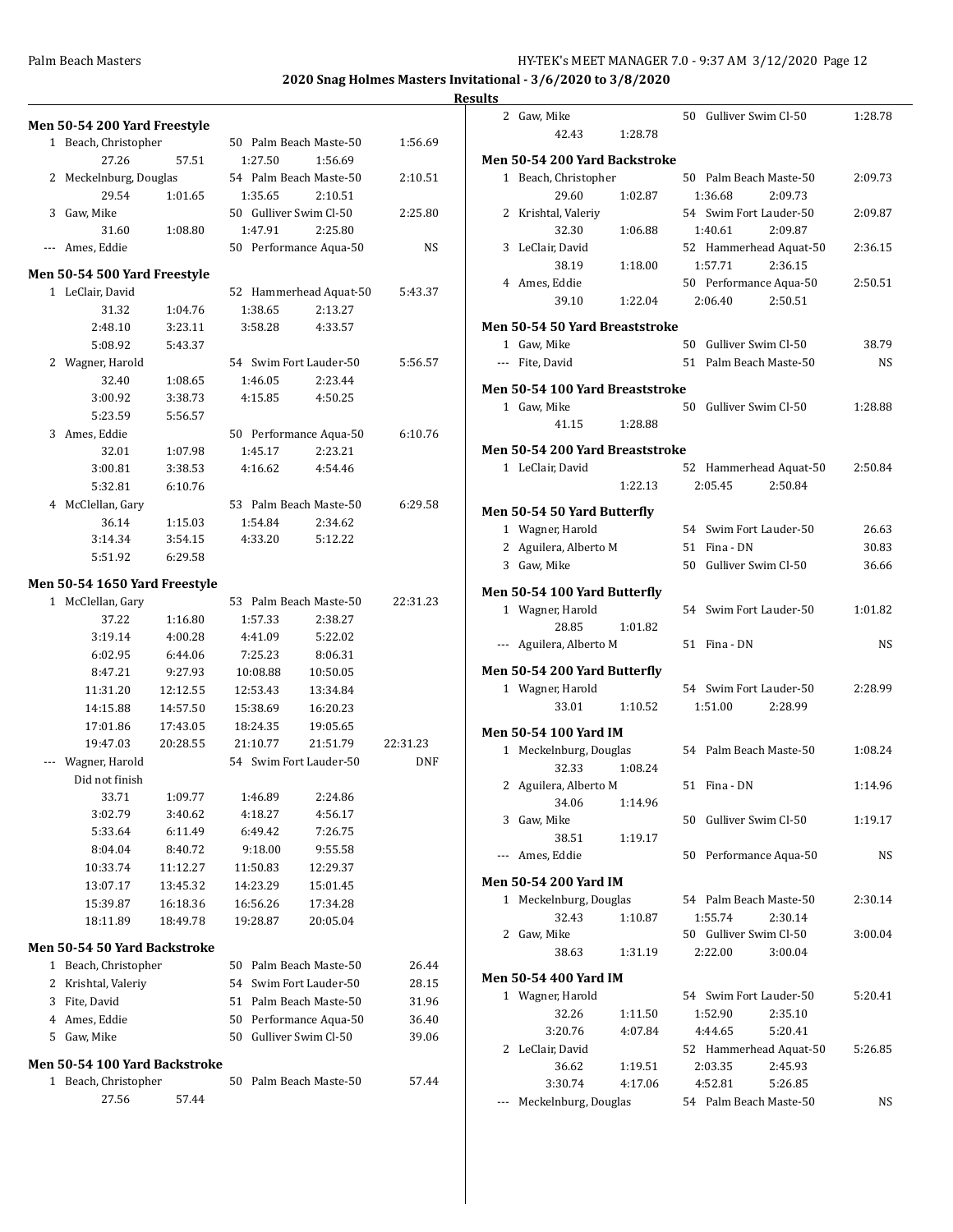**2020 Snag Holmes Masters Invitational - 3/6/2020 to 3/8/2020**

**Results**

### Men 50-54 200 Yard Freestyle

```
  1 Beach, Christopher          50 Palm Beach Maste-50        1:56.69
        27.26      57.51      1:27.50    1:56.69
  2 Meckelnburg, Douglas        54 Palm Beach Maste-50        2:10.51
        29.54    1:01.65      1:35.65    2:10.51
  3 Gaw, Mike                   50 Gulliver Swim Cl-50        2:25.80
        31.60    1:08.80      1:47.91    2:25.80
--- Ames, Eddie                 50 Performance Aqua-50             NS
```

### Men 50-54 500 Yard Freestyle

```
  1 LeClair, David              52 Hammerhead Aquat-50        5:43.37
        31.32    1:04.76      1:38.65    2:13.27
      2:48.10    3:23.11      3:58.28    4:33.57
      5:08.92    5:43.37
  2 Wagner, Harold              54 Swim Fort Lauder-50        5:56.57
        32.40    1:08.65      1:46.05    2:23.44
      3:00.92    3:38.73      4:15.85    4:50.25
      5:23.59    5:56.57
  3 Ames, Eddie                 50 Performance Aqua-50        6:10.76
        32.01    1:07.98      1:45.17    2:23.21
      3:00.81    3:38.53      4:16.62    4:54.46
      5:32.81    6:10.76
  4 McClellan, Gary             53 Palm Beach Maste-50        6:29.58
        36.14    1:15.03      1:54.84    2:34.62
      3:14.34    3:54.15      4:33.20    5:12.22
      5:51.92    6:29.58
```

### Men 50-54 1650 Yard Freestyle

```
  1 McClellan, Gary             53 Palm Beach Maste-50       22:31.23
        37.22    1:16.80      1:57.33    2:38.27
      3:19.14    4:00.28      4:41.09    5:22.02
      6:02.95    6:44.06      7:25.23    8:06.31
      8:47.21    9:27.93     10:08.88   10:50.05
     11:31.20   12:12.55     12:53.43   13:34.84
     14:15.88   14:57.50     15:38.69   16:20.23
     17:01.86   17:43.05     18:24.35   19:05.65
     19:47.03   20:28.55     21:10.77   21:51.79   22:31.23
--- Wagner, Harold              54 Swim Fort Lauder-50            DNF
    Did not finish
        33.71    1:09.77      1:46.89    2:24.86
      3:02.79    3:40.62      4:18.27    4:56.17
      5:33.64    6:11.49      6:49.42    7:26.75
      8:04.04    8:40.72      9:18.00    9:55.58
     10:33.74   11:12.27     11:50.83   12:29.37
     13:07.17   13:45.32     14:23.29   15:01.45
     15:39.87   16:18.36     16:56.26   17:34.28
     18:11.89   18:49.78     19:28.87   20:05.04
```

### Men 50-54 50 Yard Backstroke

```
  1 Beach, Christopher          50 Palm Beach Maste-50          26.44
  2 Krishtal, Valeriy           54 Swim Fort Lauder-50          28.15
  3 Fite, David                 51 Palm Beach Maste-50          31.96
  4 Ames, Eddie                 50 Performance Aqua-50          36.40
  5 Gaw, Mike                   50 Gulliver Swim Cl-50          39.06
```

### Men 50-54 100 Yard Backstroke

```
  1 Beach, Christopher          50 Palm Beach Maste-50          57.44
        27.56      57.44
  2 Gaw, Mike                   50 Gulliver Swim Cl-50        1:28.78
        42.43    1:28.78
```

### Men 50-54 200 Yard Backstroke

```
  1 Beach, Christopher          50 Palm Beach Maste-50        2:09.73
        29.60    1:02.87      1:36.68    2:09.73
  2 Krishtal, Valeriy           54 Swim Fort Lauder-50        2:09.87
        32.30    1:06.88      1:40.61    2:09.87
  3 LeClair, David              52 Hammerhead Aquat-50        2:36.15
        38.19    1:18.00      1:57.71    2:36.15
  4 Ames, Eddie                 50 Performance Aqua-50        2:50.51
        39.10    1:22.04      2:06.40    2:50.51
```

### Men 50-54 50 Yard Breaststroke

```
  1 Gaw, Mike                   50 Gulliver Swim Cl-50          38.79
--- Fite, David                 51 Palm Beach Maste-50             NS
```

### Men 50-54 100 Yard Breaststroke

```
  1 Gaw, Mike                   50 Gulliver Swim Cl-50        1:28.88
        41.15    1:28.88
```

### Men 50-54 200 Yard Breaststroke

```
  1 LeClair, David              52 Hammerhead Aquat-50        2:50.84
                 1:22.13      2:05.45    2:50.84
```

### Men 50-54 50 Yard Butterfly

```
  1 Wagner, Harold              54 Swim Fort Lauder-50          26.63
  2 Aguilera, Alberto M         51 Fina - DN                    30.83
  3 Gaw, Mike                   50 Gulliver Swim Cl-50          36.66
```

### Men 50-54 100 Yard Butterfly

```
  1 Wagner, Harold              54 Swim Fort Lauder-50        1:01.82
        28.85    1:01.82
--- Aguilera, Alberto M         51 Fina - DN                       NS
```

### Men 50-54 200 Yard Butterfly

```
  1 Wagner, Harold              54 Swim Fort Lauder-50        2:28.99
        33.01    1:10.52      1:51.00    2:28.99
```

### Men 50-54 100 Yard IM

```
  1 Meckelnburg, Douglas        54 Palm Beach Maste-50        1:08.24
        32.33    1:08.24
  2 Aguilera, Alberto M         51 Fina - DN                  1:14.96
        34.06    1:14.96
  3 Gaw, Mike                   50 Gulliver Swim Cl-50        1:19.17
        38.51    1:19.17
--- Ames, Eddie                 50 Performance Aqua-50             NS
```

### Men 50-54 200 Yard IM

```
  1 Meckelnburg, Douglas        54 Palm Beach Maste-50        2:30.14
        32.43    1:10.87      1:55.74    2:30.14
  2 Gaw, Mike                   50 Gulliver Swim Cl-50        3:00.04
        38.63    1:31.19      2:22.00    3:00.04
```

### Men 50-54 400 Yard IM

```
  1 Wagner, Harold              54 Swim Fort Lauder-50        5:20.41
        32.26    1:11.50      1:52.90    2:35.10
      3:20.76    4:07.84      4:44.65    5:20.41
  2 LeClair, David              52 Hammerhead Aquat-50        5:26.85
        36.62    1:19.51      2:03.35    2:45.93
      3:30.74    4:17.06      4:52.81    5:26.85
--- Meckelnburg, Douglas        54 Palm Beach Maste-50             NS
```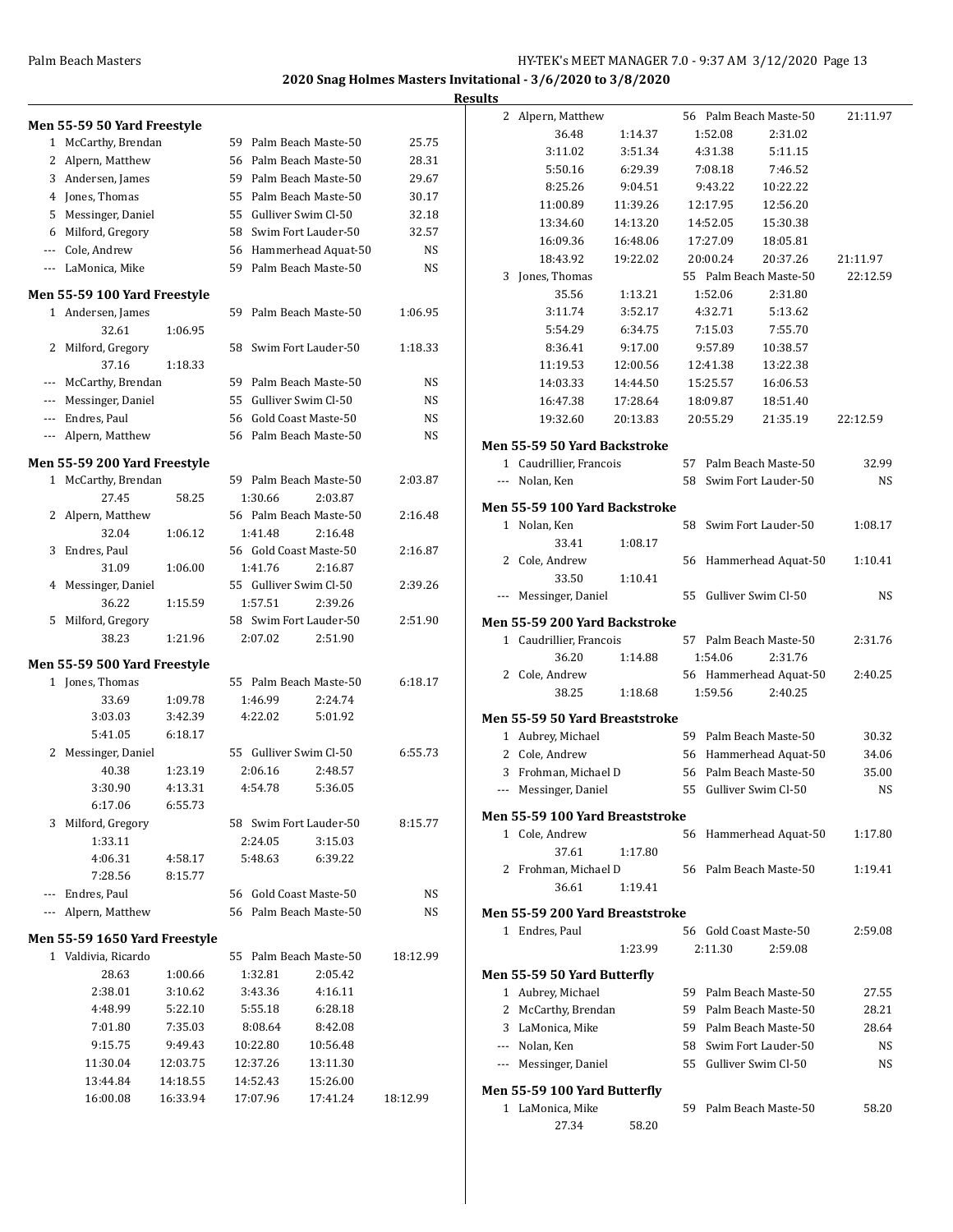**2020 Snag Holmes Masters Invitational - 3/6/2020 to 3/8/2020**

**Results**

## Men 55-59 50 Yard Freestyle

| | Name | Age | Team | Time |
|---|---|---|---|---|
| 1 | McCarthy, Brendan | 59 | Palm Beach Maste-50 | 25.75 |
| 2 | Alpern, Matthew | 56 | Palm Beach Maste-50 | 28.31 |
| 3 | Andersen, James | 59 | Palm Beach Maste-50 | 29.67 |
| 4 | Jones, Thomas | 55 | Palm Beach Maste-50 | 30.17 |
| 5 | Messinger, Daniel | 55 | Gulliver Swim Cl-50 | 32.18 |
| 6 | Milford, Gregory | 58 | Swim Fort Lauder-50 | 32.57 |
| --- | Cole, Andrew | 56 | Hammerhead Aquat-50 | NS |
| --- | LaMonica, Mike | 59 | Palm Beach Maste-50 | NS |

## Men 55-59 100 Yard Freestyle

| | Name | Age | Team | Time |
|---|---|---|---|---|
| 1 | Andersen, James | 59 | Palm Beach Maste-50 | 1:06.95 |
| | 32.61 1:06.95 | | | |
| 2 | Milford, Gregory | 58 | Swim Fort Lauder-50 | 1:18.33 |
| | 37.16 1:18.33 | | | |
| --- | McCarthy, Brendan | 59 | Palm Beach Maste-50 | NS |
| --- | Messinger, Daniel | 55 | Gulliver Swim Cl-50 | NS |
| --- | Endres, Paul | 56 | Gold Coast Maste-50 | NS |
| --- | Alpern, Matthew | 56 | Palm Beach Maste-50 | NS |

## Men 55-59 200 Yard Freestyle

| | Name | Age | Team | Time |
|---|---|---|---|---|
| 1 | McCarthy, Brendan | 59 | Palm Beach Maste-50 | 2:03.87 |
| | 27.45 58.25 1:30.66 2:03.87 | | | |
| 2 | Alpern, Matthew | 56 | Palm Beach Maste-50 | 2:16.48 |
| | 32.04 1:06.12 1:41.48 2:16.48 | | | |
| 3 | Endres, Paul | 56 | Gold Coast Maste-50 | 2:16.87 |
| | 31.09 1:06.00 1:41.76 2:16.87 | | | |
| 4 | Messinger, Daniel | 55 | Gulliver Swim Cl-50 | 2:39.26 |
| | 36.22 1:15.59 1:57.51 2:39.26 | | | |
| 5 | Milford, Gregory | 58 | Swim Fort Lauder-50 | 2:51.90 |
| | 38.23 1:21.96 2:07.02 2:51.90 | | | |

## Men 55-59 500 Yard Freestyle

| | Name | Age | Team | Time |
|---|---|---|---|---|
| 1 | Jones, Thomas | 55 | Palm Beach Maste-50 | 6:18.17 |
| | 33.69 1:09.78 1:46.99 2:24.74 | | | |
| | 3:03.03 3:42.39 4:22.02 5:01.92 | | | |
| | 5:41.05 6:18.17 | | | |
| 2 | Messinger, Daniel | 55 | Gulliver Swim Cl-50 | 6:55.73 |
| | 40.38 1:23.19 2:06.16 2:48.57 | | | |
| | 3:30.90 4:13.31 4:54.78 5:36.05 | | | |
| | 6:17.06 6:55.73 | | | |
| 3 | Milford, Gregory | 58 | Swim Fort Lauder-50 | 8:15.77 |
| | 1:33.11 2:24.05 3:15.03 | | | |
| | 4:06.31 4:58.17 5:48.63 6:39.22 | | | |
| | 7:28.56 8:15.77 | | | |
| --- | Endres, Paul | 56 | Gold Coast Maste-50 | NS |
| --- | Alpern, Matthew | 56 | Palm Beach Maste-50 | NS |

## Men 55-59 1650 Yard Freestyle

| | Name | Age | Team | Time |
|---|---|---|---|---|
| 1 | Valdivia, Ricardo | 55 | Palm Beach Maste-50 | 18:12.99 |
| | 28.63 1:00.66 1:32.81 2:05.42 | | | |
| | 2:38.01 3:10.62 3:43.36 4:16.11 | | | |
| | 4:48.99 5:22.10 5:55.18 6:28.18 | | | |
| | 7:01.80 7:35.03 8:08.64 8:42.08 | | | |
| | 9:15.75 9:49.43 10:22.80 10:56.48 | | | |
| | 11:30.04 12:03.75 12:37.26 13:11.30 | | | |
| | 13:44.84 14:18.55 14:52.43 15:26.00 | | | |
| | 16:00.08 16:33.94 17:07.96 17:41.24 18:12.99 | | | |
| 2 | Alpern, Matthew | 56 | Palm Beach Maste-50 | 21:11.97 |
| | 36.48 1:14.37 1:52.08 2:31.02 | | | |
| | 3:11.02 3:51.34 4:31.38 5:11.15 | | | |
| | 5:50.16 6:29.39 7:08.18 7:46.52 | | | |
| | 8:25.26 9:04.51 9:43.22 10:22.22 | | | |
| | 11:00.89 11:39.26 12:17.95 12:56.20 | | | |
| | 13:34.60 14:13.20 14:52.05 15:30.38 | | | |
| | 16:09.36 16:48.06 17:27.09 18:05.81 | | | |
| | 18:43.92 19:22.02 20:00.24 20:37.26 21:11.97 | | | |
| 3 | Jones, Thomas | 55 | Palm Beach Maste-50 | 22:12.59 |
| | 35.56 1:13.21 1:52.06 2:31.80 | | | |
| | 3:11.74 3:52.17 4:32.71 5:13.62 | | | |
| | 5:54.29 6:34.75 7:15.03 7:55.70 | | | |
| | 8:36.41 9:17.00 9:57.89 10:38.57 | | | |
| | 11:19.53 12:00.56 12:41.38 13:22.38 | | | |
| | 14:03.33 14:44.50 15:25.57 16:06.53 | | | |
| | 16:47.38 17:28.64 18:09.87 18:51.40 | | | |
| | 19:32.60 20:13.83 20:55.29 21:35.19 22:12.59 | | | |

## Men 55-59 50 Yard Backstroke

| | Name | Age | Team | Time |
|---|---|---|---|---|
| 1 | Caudrillier, Francois | 57 | Palm Beach Maste-50 | 32.99 |
| --- | Nolan, Ken | 58 | Swim Fort Lauder-50 | NS |

## Men 55-59 100 Yard Backstroke

| | Name | Age | Team | Time |
|---|---|---|---|---|
| 1 | Nolan, Ken | 58 | Swim Fort Lauder-50 | 1:08.17 |
| | 33.41 1:08.17 | | | |
| 2 | Cole, Andrew | 56 | Hammerhead Aquat-50 | 1:10.41 |
| | 33.50 1:10.41 | | | |
| --- | Messinger, Daniel | 55 | Gulliver Swim Cl-50 | NS |

## Men 55-59 200 Yard Backstroke

| | Name | Age | Team | Time |
|---|---|---|---|---|
| 1 | Caudrillier, Francois | 57 | Palm Beach Maste-50 | 2:31.76 |
| | 36.20 1:14.88 1:54.06 2:31.76 | | | |
| 2 | Cole, Andrew | 56 | Hammerhead Aquat-50 | 2:40.25 |
| | 38.25 1:18.68 1:59.56 2:40.25 | | | |

## Men 55-59 50 Yard Breaststroke

| | Name | Age | Team | Time |
|---|---|---|---|---|
| 1 | Aubrey, Michael | 59 | Palm Beach Maste-50 | 30.32 |
| 2 | Cole, Andrew | 56 | Hammerhead Aquat-50 | 34.06 |
| 3 | Frohman, Michael D | 56 | Palm Beach Maste-50 | 35.00 |
| --- | Messinger, Daniel | 55 | Gulliver Swim Cl-50 | NS |

## Men 55-59 100 Yard Breaststroke

| | Name | Age | Team | Time |
|---|---|---|---|---|
| 1 | Cole, Andrew | 56 | Hammerhead Aquat-50 | 1:17.80 |
| | 37.61 1:17.80 | | | |
| 2 | Frohman, Michael D | 56 | Palm Beach Maste-50 | 1:19.41 |
| | 36.61 1:19.41 | | | |

## Men 55-59 200 Yard Breaststroke

| | Name | Age | Team | Time |
|---|---|---|---|---|
| 1 | Endres, Paul | 56 | Gold Coast Maste-50 | 2:59.08 |
| | 1:23.99 2:11.30 2:59.08 | | | |

## Men 55-59 50 Yard Butterfly

| | Name | Age | Team | Time |
|---|---|---|---|---|
| 1 | Aubrey, Michael | 59 | Palm Beach Maste-50 | 27.55 |
| 2 | McCarthy, Brendan | 59 | Palm Beach Maste-50 | 28.21 |
| 3 | LaMonica, Mike | 59 | Palm Beach Maste-50 | 28.64 |
| --- | Nolan, Ken | 58 | Swim Fort Lauder-50 | NS |
| --- | Messinger, Daniel | 55 | Gulliver Swim Cl-50 | NS |

## Men 55-59 100 Yard Butterfly

| | Name | Age | Team | Time |
|---|---|---|---|---|
| 1 | LaMonica, Mike | 59 | Palm Beach Maste-50 | 58.20 |
| | 27.34 58.20 | | | |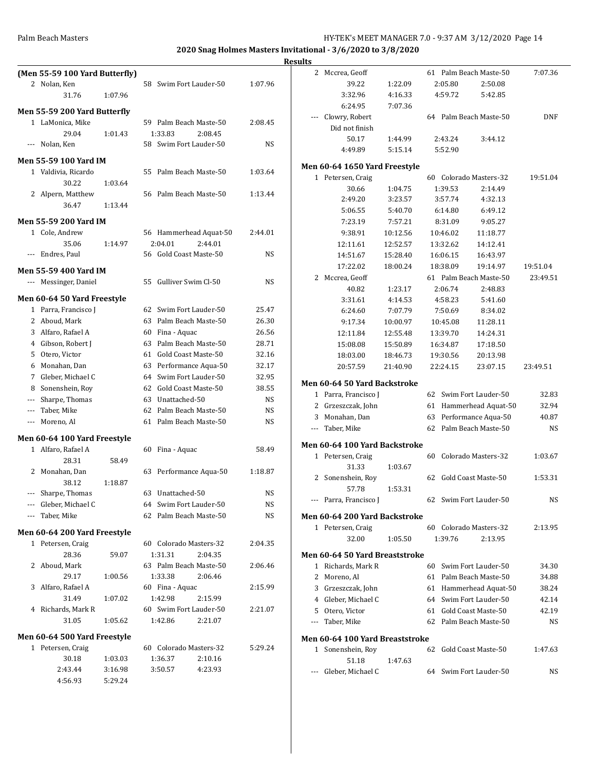# 2020 Snag Holmes Masters Invitational - 3/6/2020 to 3/8/2020

## Results

### (Men 55-59 100 Yard Butterfly)

| Place | Name | Age | Team | Time |
|---|---|---|---|---|
| 2 | Nolan, Ken | 58 | Swim Fort Lauder-50 | 1:07.96 |
| | 31.76 | 1:07.96 | | |

### Men 55-59 200 Yard Butterfly

| Place | Name | Age | Team | Time |
|---|---|---|---|---|
| 1 | LaMonica, Mike | 59 | Palm Beach Maste-50 | 2:08.45 |
| | 29.04 1:01.43 | 1:33.83 2:08.45 | | |
| --- | Nolan, Ken | 58 | Swim Fort Lauder-50 | NS |

### Men 55-59 100 Yard IM

| Place | Name | Age | Team | Time |
|---|---|---|---|---|
| 1 | Valdivia, Ricardo | 55 | Palm Beach Maste-50 | 1:03.64 |
| | 30.22 1:03.64 | | | |
| 2 | Alpern, Matthew | 56 | Palm Beach Maste-50 | 1:13.44 |
| | 36.47 1:13.44 | | | |

### Men 55-59 200 Yard IM

| Place | Name | Age | Team | Time |
|---|---|---|---|---|
| 1 | Cole, Andrew | 56 | Hammerhead Aquat-50 | 2:44.01 |
| | 35.06 1:14.97 | 2:04.01 2:44.01 | | |
| --- | Endres, Paul | 56 | Gold Coast Maste-50 | NS |

### Men 55-59 400 Yard IM

| Place | Name | Age | Team | Time |
|---|---|---|---|---|
| --- | Messinger, Daniel | 55 | Gulliver Swim Cl-50 | NS |

### Men 60-64 50 Yard Freestyle

| Place | Name | Age | Team | Time |
|---|---|---|---|---|
| 1 | Parra, Francisco J | 62 | Swim Fort Lauder-50 | 25.47 |
| 2 | Aboud, Mark | 63 | Palm Beach Maste-50 | 26.30 |
| 3 | Alfaro, Rafael A | 60 | Fina - Aquac | 26.56 |
| 4 | Gibson, Robert J | 63 | Palm Beach Maste-50 | 28.71 |
| 5 | Otero, Victor | 61 | Gold Coast Maste-50 | 32.16 |
| 6 | Monahan, Dan | 63 | Performance Aqua-50 | 32.17 |
| 7 | Gleber, Michael C | 64 | Swim Fort Lauder-50 | 32.95 |
| 8 | Sonenshein, Roy | 62 | Gold Coast Maste-50 | 38.55 |
| --- | Sharpe, Thomas | 63 | Unattached-50 | NS |
| --- | Taber, Mike | 62 | Palm Beach Maste-50 | NS |
| --- | Moreno, Al | 61 | Palm Beach Maste-50 | NS |

### Men 60-64 100 Yard Freestyle

| Place | Name | Age | Team | Time |
|---|---|---|---|---|
| 1 | Alfaro, Rafael A | 60 | Fina - Aquac | 58.49 |
| | 28.31 58.49 | | | |
| 2 | Monahan, Dan | 63 | Performance Aqua-50 | 1:18.87 |
| | 38.12 1:18.87 | | | |
| --- | Sharpe, Thomas | 63 | Unattached-50 | NS |
| --- | Gleber, Michael C | 64 | Swim Fort Lauder-50 | NS |
| --- | Taber, Mike | 62 | Palm Beach Maste-50 | NS |

### Men 60-64 200 Yard Freestyle

| Place | Name | Age | Team | Time |
|---|---|---|---|---|
| 1 | Petersen, Craig | 60 | Colorado Masters-32 | 2:04.35 |
| | 28.36 59.07 | 1:31.31 2:04.35 | | |
| 2 | Aboud, Mark | 63 | Palm Beach Maste-50 | 2:06.46 |
| | 29.17 1:00.56 | 1:33.38 2:06.46 | | |
| 3 | Alfaro, Rafael A | 60 | Fina - Aquac | 2:15.99 |
| | 31.49 1:07.02 | 1:42.98 2:15.99 | | |
| 4 | Richards, Mark R | 60 | Swim Fort Lauder-50 | 2:21.07 |
| | 31.05 1:05.62 | 1:42.86 2:21.07 | | |

### Men 60-64 500 Yard Freestyle

| Place | Name | Age | Team | Time |
|---|---|---|---|---|
| 1 | Petersen, Craig | 60 | Colorado Masters-32 | 5:29.24 |
| | 30.18 1:03.03 | 1:36.37 2:10.16 | | |
| | 2:43.44 3:16.98 | 3:50.57 4:23.93 | | |
| | 4:56.93 5:29.24 | | | |
| 2 | Mccrea, Geoff | 61 | Palm Beach Maste-50 | 7:07.36 |
| | 39.22 1:22.09 | 2:05.80 2:50.08 | | |
| | 3:32.96 4:16.33 | 4:59.72 5:42.85 | | |
| | 6:24.95 7:07.36 | | | |
| --- | Clowry, Robert | 64 | Palm Beach Maste-50 | DNF |
| | Did not finish | | | |
| | 50.17 1:44.99 | 2:43.24 3:44.12 | | |
| | 4:49.89 5:15.14 | 5:52.90 | | |

### Men 60-64 1650 Yard Freestyle

| Place | Name | Age | Team | Time |
|---|---|---|---|---|
| 1 | Petersen, Craig | 60 | Colorado Masters-32 | 19:51.04 |
| | 30.66 1:04.75 | 1:39.53 2:14.49 | | |
| | 2:49.20 3:23.57 | 3:57.74 4:32.13 | | |
| | 5:06.55 5:40.70 | 6:14.80 6:49.12 | | |
| | 7:23.19 7:57.21 | 8:31.09 9:05.27 | | |
| | 9:38.91 10:12.56 | 10:46.02 11:18.77 | | |
| | 12:11.61 12:52.57 | 13:32.62 14:12.41 | | |
| | 14:51.67 15:28.40 | 16:06.15 16:43.97 | | |
| | 17:22.02 18:00.24 | 18:38.09 19:14.97 | | 19:51.04 |
| 2 | Mccrea, Geoff | 61 | Palm Beach Maste-50 | 23:49.51 |
| | 40.82 1:23.17 | 2:06.74 2:48.83 | | |
| | 3:31.61 4:14.53 | 4:58.23 5:41.60 | | |
| | 6:24.60 7:07.79 | 7:50.69 8:34.02 | | |
| | 9:17.34 10:00.97 | 10:45.08 11:28.11 | | |
| | 12:11.84 12:55.48 | 13:39.70 14:24.31 | | |
| | 15:08.08 15:50.89 | 16:34.87 17:18.50 | | |
| | 18:03.00 18:46.73 | 19:30.56 20:13.98 | | |
| | 20:57.59 21:40.90 | 22:24.15 23:07.15 | | 23:49.51 |

### Men 60-64 50 Yard Backstroke

| Place | Name | Age | Team | Time |
|---|---|---|---|---|
| 1 | Parra, Francisco J | 62 | Swim Fort Lauder-50 | 32.83 |
| 2 | Grzeszczak, John | 61 | Hammerhead Aquat-50 | 32.94 |
| 3 | Monahan, Dan | 63 | Performance Aqua-50 | 40.87 |
| --- | Taber, Mike | 62 | Palm Beach Maste-50 | NS |

### Men 60-64 100 Yard Backstroke

| Place | Name | Age | Team | Time |
|---|---|---|---|---|
| 1 | Petersen, Craig | 60 | Colorado Masters-32 | 1:03.67 |
| | 31.33 1:03.67 | | | |
| 2 | Sonenshein, Roy | 62 | Gold Coast Maste-50 | 1:53.31 |
| | 57.78 1:53.31 | | | |
| --- | Parra, Francisco J | 62 | Swim Fort Lauder-50 | NS |

### Men 60-64 200 Yard Backstroke

| Place | Name | Age | Team | Time |
|---|---|---|---|---|
| 1 | Petersen, Craig | 60 | Colorado Masters-32 | 2:13.95 |
| | 32.00 1:05.50 | 1:39.76 2:13.95 | | |

### Men 60-64 50 Yard Breaststroke

| Place | Name | Age | Team | Time |
|---|---|---|---|---|
| 1 | Richards, Mark R | 60 | Swim Fort Lauder-50 | 34.30 |
| 2 | Moreno, Al | 61 | Palm Beach Maste-50 | 34.88 |
| 3 | Grzeszczak, John | 61 | Hammerhead Aquat-50 | 38.24 |
| 4 | Gleber, Michael C | 64 | Swim Fort Lauder-50 | 42.14 |
| 5 | Otero, Victor | 61 | Gold Coast Maste-50 | 42.19 |
| --- | Taber, Mike | 62 | Palm Beach Maste-50 | NS |

### Men 60-64 100 Yard Breaststroke

| Place | Name | Age | Team | Time |
|---|---|---|---|---|
| 1 | Sonenshein, Roy | 62 | Gold Coast Maste-50 | 1:47.63 |
| | 51.18 1:47.63 | | | |
| --- | Gleber, Michael C | 64 | Swim Fort Lauder-50 | NS |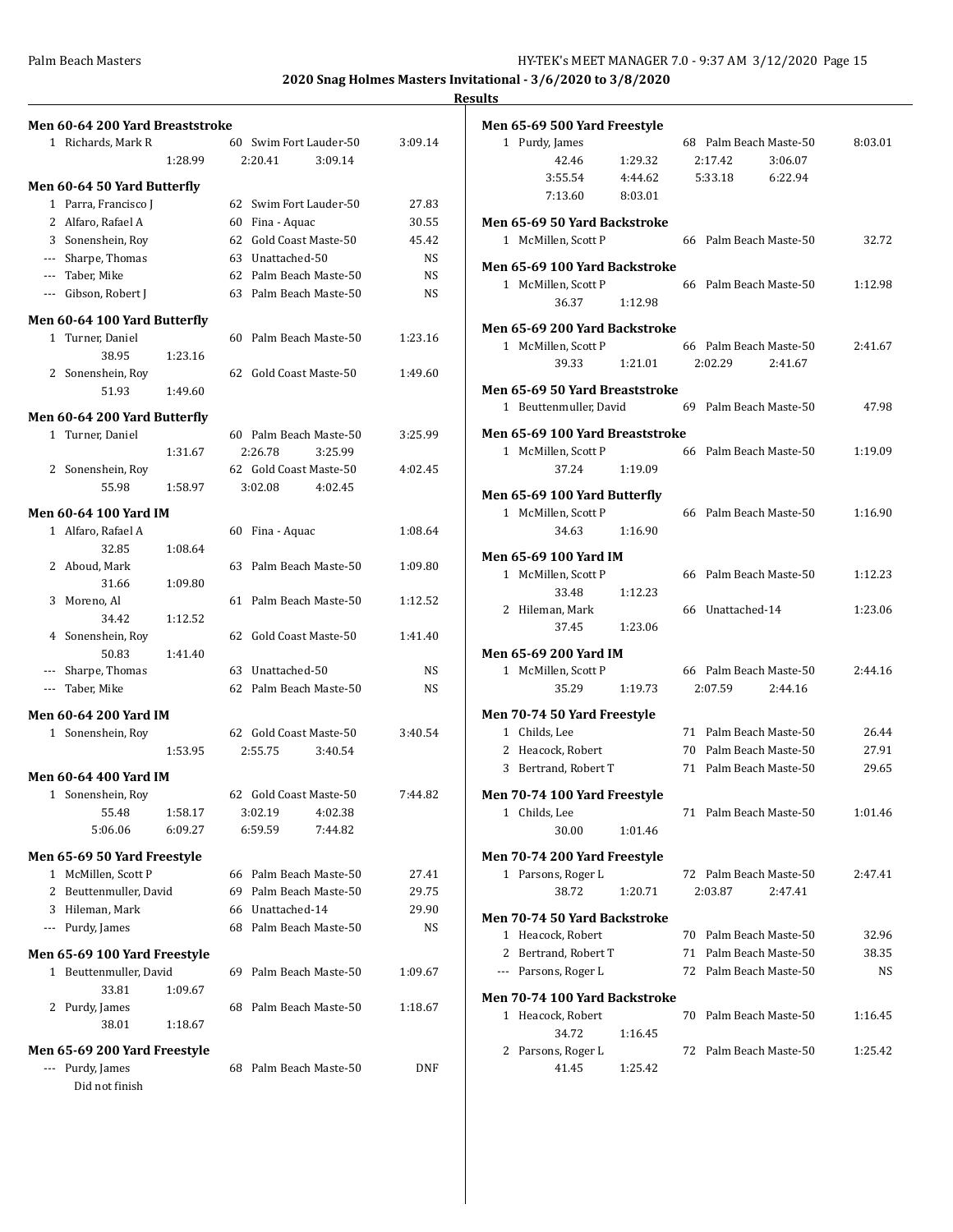**2020 Snag Holmes Masters Invitational - 3/6/2020 to 3/8/2020**

**Results**

### Men 60-64 200 Yard Breaststroke

| Place | Name | Age | Team | Time |
|---|---|---|---|---|
| 1 | Richards, Mark R | 60 | Swim Fort Lauder-50 | 3:09.14 |
| | 1:28.99 | | 2:20.41 3:09.14 | |

### Men 60-64 50 Yard Butterfly

| Place | Name | Age | Team | Time |
|---|---|---|---|---|
| 1 | Parra, Francisco J | 62 | Swim Fort Lauder-50 | 27.83 |
| 2 | Alfaro, Rafael A | 60 | Fina - Aquac | 30.55 |
| 3 | Sonenshein, Roy | 62 | Gold Coast Maste-50 | 45.42 |
| --- | Sharpe, Thomas | 63 | Unattached-50 | NS |
| --- | Taber, Mike | 62 | Palm Beach Maste-50 | NS |
| --- | Gibson, Robert J | 63 | Palm Beach Maste-50 | NS |

### Men 60-64 100 Yard Butterfly

| Place | Name | Age | Team | Time |
|---|---|---|---|---|
| 1 | Turner, Daniel | 60 | Palm Beach Maste-50 | 1:23.16 |
| | 38.95 1:23.16 | | | |
| 2 | Sonenshein, Roy | 62 | Gold Coast Maste-50 | 1:49.60 |
| | 51.93 1:49.60 | | | |

### Men 60-64 200 Yard Butterfly

| Place | Name | Age | Team | Time |
|---|---|---|---|---|
| 1 | Turner, Daniel | 60 | Palm Beach Maste-50 | 3:25.99 |
| | 1:31.67 | | 2:26.78 3:25.99 | |
| 2 | Sonenshein, Roy | 62 | Gold Coast Maste-50 | 4:02.45 |
| | 55.98 1:58.97 | | 3:02.08 4:02.45 | |

### Men 60-64 100 Yard IM

| Place | Name | Age | Team | Time |
|---|---|---|---|---|
| 1 | Alfaro, Rafael A | 60 | Fina - Aquac | 1:08.64 |
| | 32.85 1:08.64 | | | |
| 2 | Aboud, Mark | 63 | Palm Beach Maste-50 | 1:09.80 |
| | 31.66 1:09.80 | | | |
| 3 | Moreno, Al | 61 | Palm Beach Maste-50 | 1:12.52 |
| | 34.42 1:12.52 | | | |
| 4 | Sonenshein, Roy | 62 | Gold Coast Maste-50 | 1:41.40 |
| | 50.83 1:41.40 | | | |
| --- | Sharpe, Thomas | 63 | Unattached-50 | NS |
| --- | Taber, Mike | 62 | Palm Beach Maste-50 | NS |

### Men 60-64 200 Yard IM

| Place | Name | Age | Team | Time |
|---|---|---|---|---|
| 1 | Sonenshein, Roy | 62 | Gold Coast Maste-50 | 3:40.54 |
| | 1:53.95 | | 2:55.75 3:40.54 | |

### Men 60-64 400 Yard IM

| Place | Name | Age | Team | Time |
|---|---|---|---|---|
| 1 | Sonenshein, Roy | 62 | Gold Coast Maste-50 | 7:44.82 |
| | 55.48 1:58.17 | | 3:02.19 4:02.38 | |
| | 5:06.06 6:09.27 | | 6:59.59 7:44.82 | |

### Men 65-69 50 Yard Freestyle

| Place | Name | Age | Team | Time |
|---|---|---|---|---|
| 1 | McMillen, Scott P | 66 | Palm Beach Maste-50 | 27.41 |
| 2 | Beuttenmuller, David | 69 | Palm Beach Maste-50 | 29.75 |
| 3 | Hileman, Mark | 66 | Unattached-14 | 29.90 |
| --- | Purdy, James | 68 | Palm Beach Maste-50 | NS |

### Men 65-69 100 Yard Freestyle

| Place | Name | Age | Team | Time |
|---|---|---|---|---|
| 1 | Beuttenmuller, David | 69 | Palm Beach Maste-50 | 1:09.67 |
| | 33.81 1:09.67 | | | |
| 2 | Purdy, James | 68 | Palm Beach Maste-50 | 1:18.67 |
| | 38.01 1:18.67 | | | |

### Men 65-69 200 Yard Freestyle

| Place | Name | Age | Team | Time |
|---|---|---|---|---|
| --- | Purdy, James | 68 | Palm Beach Maste-50 | DNF |
| | Did not finish | | | |

### Men 65-69 500 Yard Freestyle

| Place | Name | Age | Team | Time |
|---|---|---|---|---|
| 1 | Purdy, James | 68 | Palm Beach Maste-50 | 8:03.01 |
| | 42.46 1:29.32 | | 2:17.42 3:06.07 | |
| | 3:55.54 4:44.62 | | 5:33.18 6:22.94 | |
| | 7:13.60 8:03.01 | | | |

### Men 65-69 50 Yard Backstroke

| Place | Name | Age | Team | Time |
|---|---|---|---|---|
| 1 | McMillen, Scott P | 66 | Palm Beach Maste-50 | 32.72 |

### Men 65-69 100 Yard Backstroke

| Place | Name | Age | Team | Time |
|---|---|---|---|---|
| 1 | McMillen, Scott P | 66 | Palm Beach Maste-50 | 1:12.98 |
| | 36.37 1:12.98 | | | |

### Men 65-69 200 Yard Backstroke

| Place | Name | Age | Team | Time |
|---|---|---|---|---|
| 1 | McMillen, Scott P | 66 | Palm Beach Maste-50 | 2:41.67 |
| | 39.33 1:21.01 | | 2:02.29 2:41.67 | |

### Men 65-69 50 Yard Breaststroke

| Place | Name | Age | Team | Time |
|---|---|---|---|---|
| 1 | Beuttenmuller, David | 69 | Palm Beach Maste-50 | 47.98 |

### Men 65-69 100 Yard Breaststroke

| Place | Name | Age | Team | Time |
|---|---|---|---|---|
| 1 | McMillen, Scott P | 66 | Palm Beach Maste-50 | 1:19.09 |
| | 37.24 1:19.09 | | | |

### Men 65-69 100 Yard Butterfly

| Place | Name | Age | Team | Time |
|---|---|---|---|---|
| 1 | McMillen, Scott P | 66 | Palm Beach Maste-50 | 1:16.90 |
| | 34.63 1:16.90 | | | |

### Men 65-69 100 Yard IM

| Place | Name | Age | Team | Time |
|---|---|---|---|---|
| 1 | McMillen, Scott P | 66 | Palm Beach Maste-50 | 1:12.23 |
| | 33.48 1:12.23 | | | |
| 2 | Hileman, Mark | 66 | Unattached-14 | 1:23.06 |
| | 37.45 1:23.06 | | | |

### Men 65-69 200 Yard IM

| Place | Name | Age | Team | Time |
|---|---|---|---|---|
| 1 | McMillen, Scott P | 66 | Palm Beach Maste-50 | 2:44.16 |
| | 35.29 1:19.73 | | 2:07.59 2:44.16 | |

### Men 70-74 50 Yard Freestyle

| Place | Name | Age | Team | Time |
|---|---|---|---|---|
| 1 | Childs, Lee | 71 | Palm Beach Maste-50 | 26.44 |
| 2 | Heacock, Robert | 70 | Palm Beach Maste-50 | 27.91 |
| 3 | Bertrand, Robert T | 71 | Palm Beach Maste-50 | 29.65 |

### Men 70-74 100 Yard Freestyle

| Place | Name | Age | Team | Time |
|---|---|---|---|---|
| 1 | Childs, Lee | 71 | Palm Beach Maste-50 | 1:01.46 |
| | 30.00 1:01.46 | | | |

### Men 70-74 200 Yard Freestyle

| Place | Name | Age | Team | Time |
|---|---|---|---|---|
| 1 | Parsons, Roger L | 72 | Palm Beach Maste-50 | 2:47.41 |
| | 38.72 1:20.71 | | 2:03.87 2:47.41 | |

### Men 70-74 50 Yard Backstroke

| Place | Name | Age | Team | Time |
|---|---|---|---|---|
| 1 | Heacock, Robert | 70 | Palm Beach Maste-50 | 32.96 |
| 2 | Bertrand, Robert T | 71 | Palm Beach Maste-50 | 38.35 |
| --- | Parsons, Roger L | 72 | Palm Beach Maste-50 | NS |

### Men 70-74 100 Yard Backstroke

| Place | Name | Age | Team | Time |
|---|---|---|---|---|
| 1 | Heacock, Robert | 70 | Palm Beach Maste-50 | 1:16.45 |
| | 34.72 1:16.45 | | | |
| 2 | Parsons, Roger L | 72 | Palm Beach Maste-50 | 1:25.42 |
| | 41.45 1:25.42 | | | |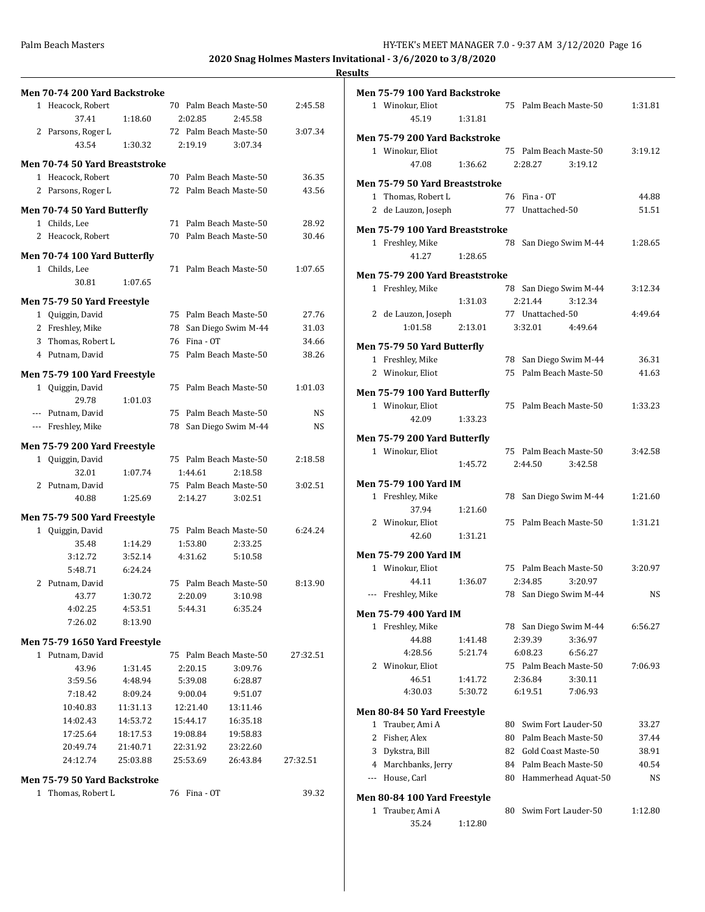**2020 Snag Holmes Masters Invitational - 3/6/2020 to 3/8/2020**

**Results**

### Men 70-74 200 Yard Backstroke

1 Heacock, Robert 70 Palm Beach Maste-50 2:45.58
37.41 1:18.60 2:02.85 2:45.58

2 Parsons, Roger L 72 Palm Beach Maste-50 3:07.34
43.54 1:30.32 2:19.19 3:07.34

### Men 70-74 50 Yard Breaststroke

1 Heacock, Robert 70 Palm Beach Maste-50 36.35

2 Parsons, Roger L 72 Palm Beach Maste-50 43.56

### Men 70-74 50 Yard Butterfly

1 Childs, Lee 71 Palm Beach Maste-50 28.92

2 Heacock, Robert 70 Palm Beach Maste-50 30.46

### Men 70-74 100 Yard Butterfly

1 Childs, Lee 71 Palm Beach Maste-50 1:07.65
30.81 1:07.65

### Men 75-79 50 Yard Freestyle

1 Quiggin, David 75 Palm Beach Maste-50 27.76

2 Freshley, Mike 78 San Diego Swim M-44 31.03

3 Thomas, Robert L 76 Fina - OT 34.66

4 Putnam, David 75 Palm Beach Maste-50 38.26

### Men 75-79 100 Yard Freestyle

1 Quiggin, David 75 Palm Beach Maste-50 1:01.03
29.78 1:01.03

--- Putnam, David 75 Palm Beach Maste-50 NS

--- Freshley, Mike 78 San Diego Swim M-44 NS

### Men 75-79 200 Yard Freestyle

1 Quiggin, David 75 Palm Beach Maste-50 2:18.58
32.01 1:07.74 1:44.61 2:18.58

2 Putnam, David 75 Palm Beach Maste-50 3:02.51
40.88 1:25.69 2:14.27 3:02.51

### Men 75-79 500 Yard Freestyle

1 Quiggin, David 75 Palm Beach Maste-50 6:24.24
35.48 1:14.29 1:53.80 2:33.25
3:12.72 3:52.14 4:31.62 5:10.58
5:48.71 6:24.24

2 Putnam, David 75 Palm Beach Maste-50 8:13.90
43.77 1:30.72 2:20.09 3:10.98
4:02.25 4:53.51 5:44.31 6:35.24
7:26.02 8:13.90

### Men 75-79 1650 Yard Freestyle

1 Putnam, David 75 Palm Beach Maste-50 27:32.51
43.96 1:31.45 2:20.15 3:09.76
3:59.56 4:48.94 5:39.08 6:28.87
7:18.42 8:09.24 9:00.04 9:51.07
10:40.83 11:31.13 12:21.40 13:11.46
14:02.43 14:53.72 15:44.17 16:35.18
17:25.64 18:17.53 19:08.84 19:58.83
20:49.74 21:40.71 22:31.92 23:22.60
24:12.74 25:03.88 25:53.69 26:43.84 27:32.51

### Men 75-79 50 Yard Backstroke

1 Thomas, Robert L 76 Fina - OT 39.32

### Men 75-79 100 Yard Backstroke

1 Winokur, Eliot 75 Palm Beach Maste-50 1:31.81
45.19 1:31.81

### Men 75-79 200 Yard Backstroke

1 Winokur, Eliot 75 Palm Beach Maste-50 3:19.12
47.08 1:36.62 2:28.27 3:19.12

### Men 75-79 50 Yard Breaststroke

1 Thomas, Robert L 76 Fina - OT 44.88

2 de Lauzon, Joseph 77 Unattached-50 51.51

### Men 75-79 100 Yard Breaststroke

1 Freshley, Mike 78 San Diego Swim M-44 1:28.65
41.27 1:28.65

### Men 75-79 200 Yard Breaststroke

1 Freshley, Mike 78 San Diego Swim M-44 3:12.34
1:31.03 2:21.44 3:12.34

2 de Lauzon, Joseph 77 Unattached-50 4:49.64
1:01.58 2:13.01 3:32.01 4:49.64

### Men 75-79 50 Yard Butterfly

1 Freshley, Mike 78 San Diego Swim M-44 36.31

2 Winokur, Eliot 75 Palm Beach Maste-50 41.63

### Men 75-79 100 Yard Butterfly

1 Winokur, Eliot 75 Palm Beach Maste-50 1:33.23
42.09 1:33.23

### Men 75-79 200 Yard Butterfly

1 Winokur, Eliot 75 Palm Beach Maste-50 3:42.58
1:45.72 2:44.50 3:42.58

### Men 75-79 100 Yard IM

1 Freshley, Mike 78 San Diego Swim M-44 1:21.60
37.94 1:21.60

2 Winokur, Eliot 75 Palm Beach Maste-50 1:31.21
42.60 1:31.21

### Men 75-79 200 Yard IM

1 Winokur, Eliot 75 Palm Beach Maste-50 3:20.97
44.11 1:36.07 2:34.85 3:20.97

--- Freshley, Mike 78 San Diego Swim M-44 NS

### Men 75-79 400 Yard IM

1 Freshley, Mike 78 San Diego Swim M-44 6:56.27
44.88 1:41.48 2:39.39 3:36.97
4:28.56 5:21.74 6:08.23 6:56.27

2 Winokur, Eliot 75 Palm Beach Maste-50 7:06.93
46.51 1:41.72 2:36.84 3:30.11
4:30.03 5:30.72 6:19.51 7:06.93

### Men 80-84 50 Yard Freestyle

1 Trauber, Ami A 80 Swim Fort Lauder-50 33.27

2 Fisher, Alex 80 Palm Beach Maste-50 37.44

3 Dykstra, Bill 82 Gold Coast Maste-50 38.91

4 Marchbanks, Jerry 84 Palm Beach Maste-50 40.54

--- House, Carl 80 Hammerhead Aquat-50 NS

### Men 80-84 100 Yard Freestyle

1 Trauber, Ami A 80 Swim Fort Lauder-50 1:12.80
35.24 1:12.80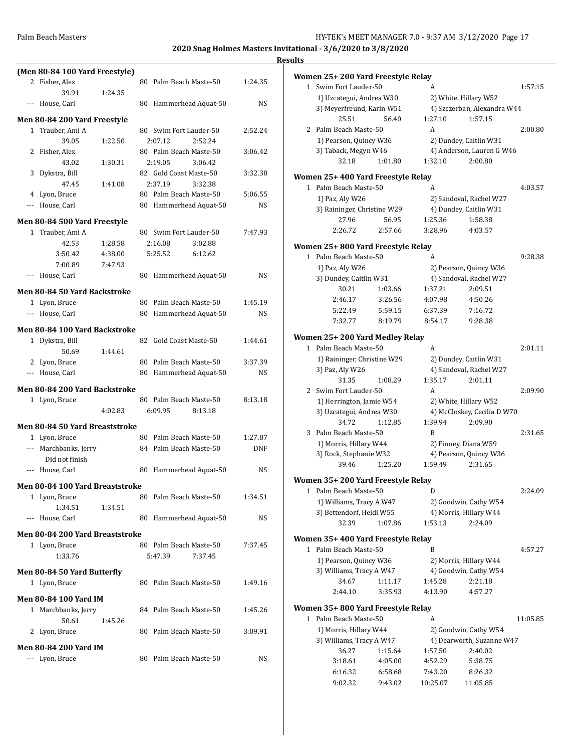2020 Snag Holmes Masters Invitational - 3/6/2020 to 3/8/2020

**Results**

**(Men 80-84 100 Yard Freestyle)**

```
  2 Fisher, Alex                80  Palm Beach Maste-50        1:24.35
          39.91      1:24.35
--- House, Carl                 80  Hammerhead Aquat-50             NS
```

**Men 80-84 200 Yard Freestyle**

```
  1 Trauber, Ami A              80  Swim Fort Lauder-50        2:52.24
          39.05      1:22.50     2:07.12      2:52.24
  2 Fisher, Alex                80  Palm Beach Maste-50        3:06.42
          43.02      1:30.31     2:19.05      3:06.42
  3 Dykstra, Bill               82  Gold Coast Maste-50        3:32.38
          47.45      1:41.08     2:37.19      3:32.38
  4 Lyon, Bruce                 80  Palm Beach Maste-50        5:06.55
--- House, Carl                 80  Hammerhead Aquat-50             NS
```

**Men 80-84 500 Yard Freestyle**

```
  1 Trauber, Ami A              80  Swim Fort Lauder-50        7:47.93
          42.53      1:28.58     2:16.08      3:02.88
        3:50.42      4:38.00     5:25.52      6:12.62
        7:00.89      7:47.93
--- House, Carl                 80  Hammerhead Aquat-50             NS
```

**Men 80-84 50 Yard Backstroke**

```
  1 Lyon, Bruce                 80  Palm Beach Maste-50        1:45.19
--- House, Carl                 80  Hammerhead Aquat-50             NS
```

**Men 80-84 100 Yard Backstroke**

```
  1 Dykstra, Bill               82  Gold Coast Maste-50        1:44.61
          50.69      1:44.61
  2 Lyon, Bruce                 80  Palm Beach Maste-50        3:37.39
--- House, Carl                 80  Hammerhead Aquat-50             NS
```

**Men 80-84 200 Yard Backstroke**

```
  1 Lyon, Bruce                 80  Palm Beach Maste-50        8:13.18
                     4:02.83     6:09.95      8:13.18
```

**Men 80-84 50 Yard Breaststroke**

```
  1 Lyon, Bruce                 80  Palm Beach Maste-50        1:27.87
--- Marchbanks, Jerry           84  Palm Beach Maste-50            DNF
      Did not finish
--- House, Carl                 80  Hammerhead Aquat-50             NS
```

**Men 80-84 100 Yard Breaststroke**

```
  1 Lyon, Bruce                 80  Palm Beach Maste-50        1:34.51
        1:34.51      1:34.51
--- House, Carl                 80  Hammerhead Aquat-50             NS
```

**Men 80-84 200 Yard Breaststroke**

```
  1 Lyon, Bruce                 80  Palm Beach Maste-50        7:37.45
        1:33.76                  5:47.39      7:37.45
```

**Men 80-84 50 Yard Butterfly**

```
  1 Lyon, Bruce                 80  Palm Beach Maste-50        1:49.16
```

**Men 80-84 100 Yard IM**

```
  1 Marchbanks, Jerry           84  Palm Beach Maste-50        1:45.26
          50.61      1:45.26
  2 Lyon, Bruce                 80  Palm Beach Maste-50        3:09.91
```

**Men 80-84 200 Yard IM**

```
--- Lyon, Bruce                 80  Palm Beach Maste-50             NS
```

**Women 25+ 200 Yard Freestyle Relay**

```
  1 Swim Fort Lauder-50                  A                        1:57.15
     1) Uzcategui, Andrea W30          2) White, Hillary W52
     3) Meyerfreund, Karin W51         4) Szczerban, Alexandra W44
          25.51        56.40     1:27.10      1:57.15
  2 Palm Beach Maste-50                  A                        2:00.80
     1) Pearson, Quincy W36            2) Dundey, Caitlin W31
     3) Taback, Megyn W46              4) Anderson, Lauren G W46
          32.18      1:01.80     1:32.10      2:00.80
```

**Women 25+ 400 Yard Freestyle Relay**

```
  1 Palm Beach Maste-50                  A                        4:03.57
     1) Paz, Aly W26                   2) Sandoval, Rachel W27
     3) Raininger, Christine W29       4) Dundey, Caitlin W31
          27.96        56.95     1:25.36      1:58.38
        2:26.72      2:57.66     3:28.96      4:03.57
```

**Women 25+ 800 Yard Freestyle Relay**

```
  1 Palm Beach Maste-50                  A                        9:28.38
     1) Paz, Aly W26                   2) Pearson, Quincy W36
     3) Dundey, Caitlin W31            4) Sandoval, Rachel W27
          30.21      1:03.66     1:37.21      2:09.51
        2:46.17      3:26.56     4:07.98      4:50.26
        5:22.49      5:59.15     6:37.39      7:16.72
        7:32.77      8:19.79     8:54.17      9:28.38
```

**Women 25+ 200 Yard Medley Relay**

```
  1 Palm Beach Maste-50                  A                        2:01.11
     1) Raininger, Christine W29       2) Dundey, Caitlin W31
     3) Paz, Aly W26                   4) Sandoval, Rachel W27
          31.35      1:08.29     1:35.17      2:01.11
  2 Swim Fort Lauder-50                  A                        2:09.90
     1) Herrington, Jamie W54          2) White, Hillary W52
     3) Uzcategui, Andrea W30          4) McCloskey, Cecilia D W70
          34.72      1:12.85     1:39.94      2:09.90
  3 Palm Beach Maste-50                  B                        2:31.65
     1) Morris, Hillary W44            2) Finney, Diana W59
     3) Rock, Stephanie W32            4) Pearson, Quincy W36
          39.46      1:25.20     1:59.49      2:31.65
```

**Women 35+ 200 Yard Freestyle Relay**

```
  1 Palm Beach Maste-50                  D                        2:24.09
     1) Williams, Tracy A W47          2) Goodwin, Cathy W54
     3) Bettendorf, Heidi W55          4) Morris, Hillary W44
          32.39      1:07.86     1:53.13      2:24.09
```

**Women 35+ 400 Yard Freestyle Relay**

```
  1 Palm Beach Maste-50                  B                        4:57.27
     1) Pearson, Quincy W36            2) Morris, Hillary W44
     3) Williams, Tracy A W47          4) Goodwin, Cathy W54
          34.67      1:11.17     1:45.28      2:21.18
        2:44.10      3:35.93     4:13.90      4:57.27
```

**Women 35+ 800 Yard Freestyle Relay**

```
  1 Palm Beach Maste-50                  A                       11:05.85
     1) Morris, Hillary W44            2) Goodwin, Cathy W54
     3) Williams, Tracy A W47          4) Dearworth, Suzanne W47
          36.27      1:15.64     1:57.50      2:40.02
        3:18.61      4:05.00     4:52.29      5:38.75
        6:16.32      6:58.68     7:43.20      8:26.32
        9:02.32      9:43.02    10:25.07     11:05.85
```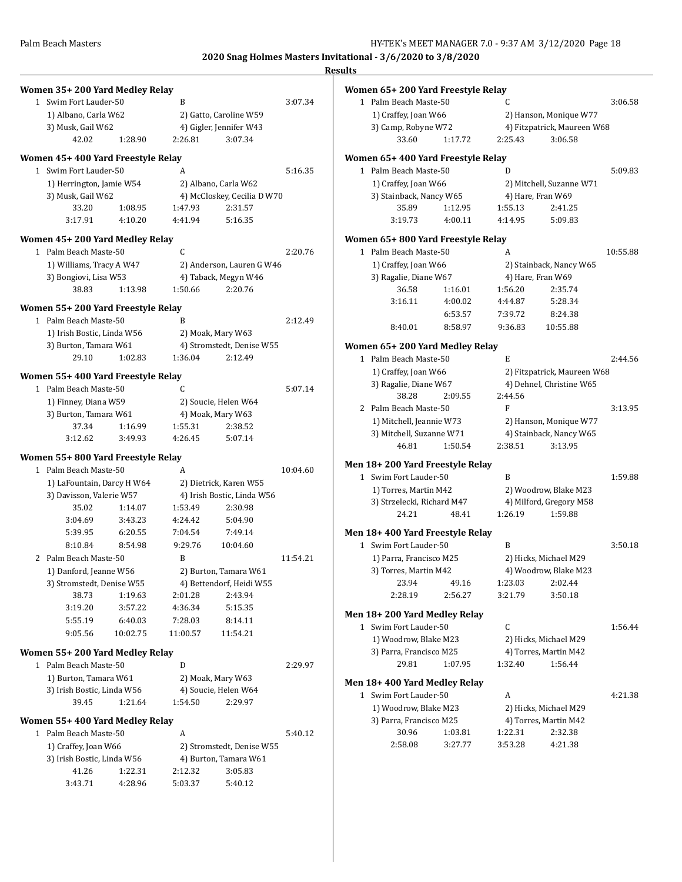**2020 Snag Holmes Masters Invitational - 3/6/2020 to 3/8/2020**

**Results**

### Women 35+ 200 Yard Medley Relay

1 Swim Fort Lauder-50 B 3:07.34
1) Albano, Carla W62 2) Gatto, Caroline W59
3) Musk, Gail W62 4) Gigler, Jennifer W43
42.02 1:28.90 2:26.81 3:07.34

### Women 45+ 400 Yard Freestyle Relay

1 Swim Fort Lauder-50 A 5:16.35
1) Herrington, Jamie W54 2) Albano, Carla W62
3) Musk, Gail W62 4) McCloskey, Cecilia D W70
33.20 1:08.95 1:47.93 2:31.57
3:17.91 4:10.20 4:41.94 5:16.35

### Women 45+ 200 Yard Medley Relay

1 Palm Beach Maste-50 C 2:20.76
1) Williams, Tracy A W47 2) Anderson, Lauren G W46
3) Bongiovi, Lisa W53 4) Taback, Megyn W46
38.83 1:13.98 1:50.66 2:20.76

### Women 55+ 200 Yard Freestyle Relay

1 Palm Beach Maste-50 B 2:12.49
1) Irish Bostic, Linda W56 2) Moak, Mary W63
3) Burton, Tamara W61 4) Stromstedt, Denise W55
29.10 1:02.83 1:36.04 2:12.49

### Women 55+ 400 Yard Freestyle Relay

1 Palm Beach Maste-50 C 5:07.14
1) Finney, Diana W59 2) Soucie, Helen W64
3) Burton, Tamara W61 4) Moak, Mary W63
37.34 1:16.99 1:55.31 2:38.52
3:12.62 3:49.93 4:26.45 5:07.14

### Women 55+ 800 Yard Freestyle Relay

1 Palm Beach Maste-50 A 10:04.60
1) LaFountain, Darcy H W64 2) Dietrick, Karen W55
3) Davisson, Valerie W57 4) Irish Bostic, Linda W56
35.02 1:14.07 1:53.49 2:30.98
3:04.69 3:43.23 4:24.42 5:04.90
5:39.95 6:20.55 7:04.54 7:49.14
8:10.84 8:54.98 9:29.76 10:04.60

2 Palm Beach Maste-50 B 11:54.21
1) Danford, Jeanne W56 2) Burton, Tamara W61
3) Stromstedt, Denise W55 4) Bettendorf, Heidi W55
38.73 1:19.63 2:01.28 2:43.94
3:19.20 3:57.22 4:36.34 5:15.35
5:55.19 6:40.03 7:28.03 8:14.11
9:05.56 10:02.75 11:00.57 11:54.21

### Women 55+ 200 Yard Medley Relay

1 Palm Beach Maste-50 D 2:29.97
1) Burton, Tamara W61 2) Moak, Mary W63
3) Irish Bostic, Linda W56 4) Soucie, Helen W64
39.45 1:21.64 1:54.50 2:29.97

### Women 55+ 400 Yard Medley Relay

1 Palm Beach Maste-50 A 5:40.12
1) Craffey, Joan W66 2) Stromstedt, Denise W55
3) Irish Bostic, Linda W56 4) Burton, Tamara W61
41.26 1:22.31 2:12.32 3:05.83
3:43.71 4:28.96 5:03.37 5:40.12

### Women 65+ 200 Yard Freestyle Relay

1 Palm Beach Maste-50 C 3:06.58
1) Craffey, Joan W66 2) Hanson, Monique W77
3) Camp, Robyne W72 4) Fitzpatrick, Maureen W68
33.60 1:17.72 2:25.43 3:06.58

### Women 65+ 400 Yard Freestyle Relay

1 Palm Beach Maste-50 D 5:09.83
1) Craffey, Joan W66 2) Mitchell, Suzanne W71
3) Stainback, Nancy W65 4) Hare, Fran W69
35.89 1:12.95 1:55.13 2:41.25
3:19.73 4:00.11 4:14.95 5:09.83

### Women 65+ 800 Yard Freestyle Relay

1 Palm Beach Maste-50 A 10:55.88
1) Craffey, Joan W66 2) Stainback, Nancy W65
3) Ragalie, Diane W67 4) Hare, Fran W69
36.58 1:16.01 1:56.20 2:35.74
3:16.11 4:00.02 4:44.87 5:28.34
6:53.57 7:39.72 8:24.38
8:40.01 8:58.97 9:36.83 10:55.88

### Women 65+ 200 Yard Medley Relay

1 Palm Beach Maste-50 E 2:44.56
1) Craffey, Joan W66 2) Fitzpatrick, Maureen W68
3) Ragalie, Diane W67 4) Dehnel, Christine W65
38.28 2:09.55 2:44.56

2 Palm Beach Maste-50 F 3:13.95
1) Mitchell, Jeannie W73 2) Hanson, Monique W77
3) Mitchell, Suzanne W71 4) Stainback, Nancy W65
46.81 1:50.54 2:38.51 3:13.95

### Men 18+ 200 Yard Freestyle Relay

1 Swim Fort Lauder-50 B 1:59.88
1) Torres, Martin M42 2) Woodrow, Blake M23
3) Strzelecki, Richard M47 4) Milford, Gregory M58
24.21 48.41 1:26.19 1:59.88

### Men 18+ 400 Yard Freestyle Relay

1 Swim Fort Lauder-50 B 3:50.18
1) Parra, Francisco M25 2) Hicks, Michael M29
3) Torres, Martin M42 4) Woodrow, Blake M23
23.94 49.16 1:23.03 2:02.44
2:28.19 2:56.27 3:21.79 3:50.18

### Men 18+ 200 Yard Medley Relay

1 Swim Fort Lauder-50 C 1:56.44
1) Woodrow, Blake M23 2) Hicks, Michael M29
3) Parra, Francisco M25 4) Torres, Martin M42
29.81 1:07.95 1:32.40 1:56.44

### Men 18+ 400 Yard Medley Relay

1 Swim Fort Lauder-50 A 4:21.38
1) Woodrow, Blake M23 2) Hicks, Michael M29
3) Parra, Francisco M25 4) Torres, Martin M42
30.96 1:03.81 1:22.31 2:32.38
2:58.08 3:27.77 3:53.28 4:21.38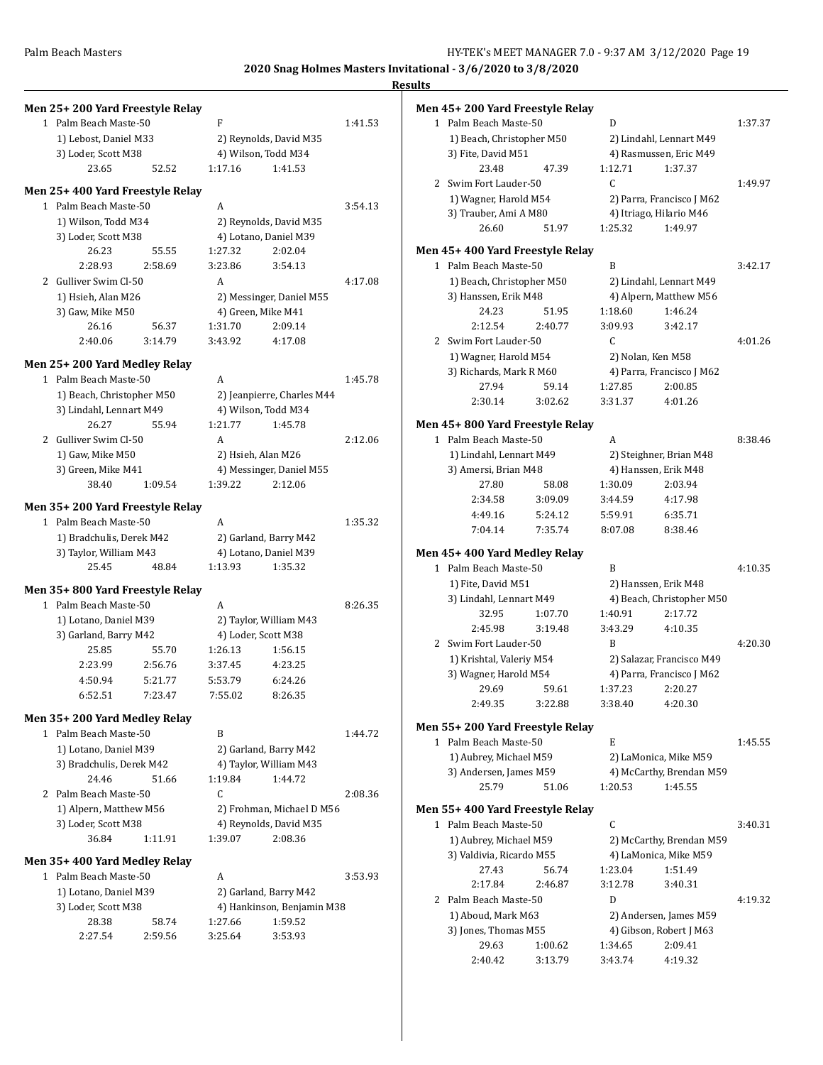**2020 Snag Holmes Masters Invitational - 3/6/2020 to 3/8/2020**

**Results**

### Men 25+ 200 Yard Freestyle Relay

1 Palm Beach Maste-50 F 1:41.53
1) Lebost, Daniel M33 2) Reynolds, David M35
3) Loder, Scott M38 4) Wilson, Todd M34
23.65 52.52 1:17.16 1:41.53

### Men 25+ 400 Yard Freestyle Relay

1 Palm Beach Maste-50 A 3:54.13
1) Wilson, Todd M34 2) Reynolds, David M35
3) Loder, Scott M38 4) Lotano, Daniel M39
26.23 55.55 1:27.32 2:02.04
2:28.93 2:58.69 3:23.86 3:54.13

2 Gulliver Swim Cl-50 A 4:17.08
1) Hsieh, Alan M26 2) Messinger, Daniel M55
3) Gaw, Mike M50 4) Green, Mike M41
26.16 56.37 1:31.70 2:09.14
2:40.06 3:14.79 3:43.92 4:17.08

### Men 25+ 200 Yard Medley Relay

1 Palm Beach Maste-50 A 1:45.78
1) Beach, Christopher M50 2) Jeanpierre, Charles M44
3) Lindahl, Lennart M49 4) Wilson, Todd M34
26.27 55.94 1:21.77 1:45.78

2 Gulliver Swim Cl-50 A 2:12.06
1) Gaw, Mike M50 2) Hsieh, Alan M26
3) Green, Mike M41 4) Messinger, Daniel M55
38.40 1:09.54 1:39.22 2:12.06

### Men 35+ 200 Yard Freestyle Relay

1 Palm Beach Maste-50 A 1:35.32
1) Bradchulis, Derek M42 2) Garland, Barry M42
3) Taylor, William M43 4) Lotano, Daniel M39
25.45 48.84 1:13.93 1:35.32

### Men 35+ 800 Yard Freestyle Relay

1 Palm Beach Maste-50 A 8:26.35
1) Lotano, Daniel M39 2) Taylor, William M43
3) Garland, Barry M42 4) Loder, Scott M38
25.85 55.70 1:26.13 1:56.15
2:23.99 2:56.76 3:37.45 4:23.25
4:50.94 5:21.77 5:53.79 6:24.26
6:52.51 7:23.47 7:55.02 8:26.35

### Men 35+ 200 Yard Medley Relay

1 Palm Beach Maste-50 B 1:44.72
1) Lotano, Daniel M39 2) Garland, Barry M42
3) Bradchulis, Derek M42 4) Taylor, William M43
24.46 51.66 1:19.84 1:44.72

2 Palm Beach Maste-50 C 2:08.36
1) Alpern, Matthew M56 2) Frohman, Michael D M56
3) Loder, Scott M38 4) Reynolds, David M35
36.84 1:11.91 1:39.07 2:08.36

### Men 35+ 400 Yard Medley Relay

1 Palm Beach Maste-50 A 3:53.93
1) Lotano, Daniel M39 2) Garland, Barry M42
3) Loder, Scott M38 4) Hankinson, Benjamin M38
28.38 58.74 1:27.66 1:59.52
2:27.54 2:59.56 3:25.64 3:53.93

### Men 45+ 200 Yard Freestyle Relay

1 Palm Beach Maste-50 D 1:37.37
1) Beach, Christopher M50 2) Lindahl, Lennart M49
3) Fite, David M51 4) Rasmussen, Eric M49
23.48 47.39 1:12.71 1:37.37

2 Swim Fort Lauder-50 C 1:49.97
1) Wagner, Harold M54 2) Parra, Francisco J M62
3) Trauber, Ami A M80 4) Itriago, Hilario M46
26.60 51.97 1:25.32 1:49.97

### Men 45+ 400 Yard Freestyle Relay

1 Palm Beach Maste-50 B 3:42.17
1) Beach, Christopher M50 2) Lindahl, Lennart M49
3) Hanssen, Erik M48 4) Alpern, Matthew M56
24.23 51.95 1:18.60 1:46.24
2:12.54 2:40.77 3:09.93 3:42.17

2 Swim Fort Lauder-50 C 4:01.26
1) Wagner, Harold M54 2) Nolan, Ken M58
3) Richards, Mark R M60 4) Parra, Francisco J M62
27.94 59.14 1:27.85 2:00.85
2:30.14 3:02.62 3:31.37 4:01.26

### Men 45+ 800 Yard Freestyle Relay

1 Palm Beach Maste-50 A 8:38.46
1) Lindahl, Lennart M49 2) Steighner, Brian M48
3) Amersi, Brian M48 4) Hanssen, Erik M48
27.80 58.08 1:30.09 2:03.94
2:34.58 3:09.09 3:44.59 4:17.98
4:49.16 5:24.12 5:59.91 6:35.71
7:04.14 7:35.74 8:07.08 8:38.46

### Men 45+ 400 Yard Medley Relay

1 Palm Beach Maste-50 B 4:10.35
1) Fite, David M51 2) Hanssen, Erik M48
3) Lindahl, Lennart M49 4) Beach, Christopher M50
32.95 1:07.70 1:40.91 2:17.72
2:45.98 3:19.48 3:43.29 4:10.35

2 Swim Fort Lauder-50 B 4:20.30
1) Krishtal, Valeriy M54 2) Salazar, Francisco M49
3) Wagner, Harold M54 4) Parra, Francisco J M62
29.69 59.61 1:37.23 2:20.27
2:49.35 3:22.88 3:38.40 4:20.30

### Men 55+ 200 Yard Freestyle Relay

1 Palm Beach Maste-50 E 1:45.55
1) Aubrey, Michael M59 2) LaMonica, Mike M59
3) Andersen, James M59 4) McCarthy, Brendan M59
25.79 51.06 1:20.53 1:45.55

### Men 55+ 400 Yard Freestyle Relay

1 Palm Beach Maste-50 C 3:40.31
1) Aubrey, Michael M59 2) McCarthy, Brendan M59
3) Valdivia, Ricardo M55 4) LaMonica, Mike M59
27.43 56.74 1:23.04 1:51.49
2:17.84 2:46.87 3:12.78 3:40.31

2 Palm Beach Maste-50 D 4:19.32
1) Aboud, Mark M63 2) Andersen, James M59
3) Jones, Thomas M55 4) Gibson, Robert J M63
29.63 1:00.62 1:34.65 2:09.41
2:40.42 3:13.79 3:43.74 4:19.32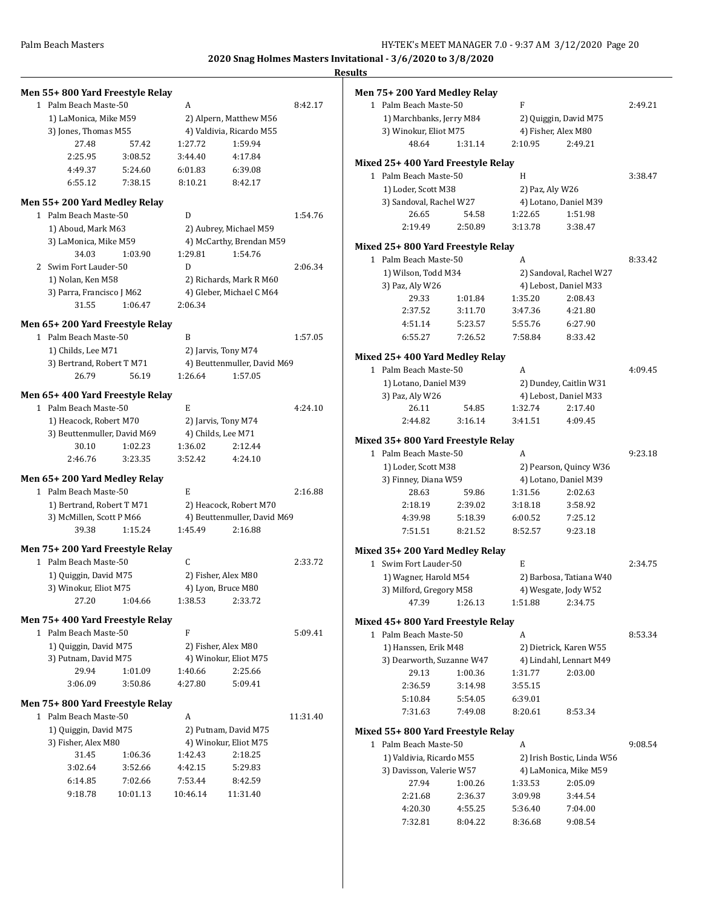**2020 Snag Holmes Masters Invitational - 3/6/2020 to 3/8/2020**

**Results**

### Men 55+ 800 Yard Freestyle Relay

1 Palm Beach Maste-50 A 8:42.17

1) LaMonica, Mike M59 2) Alpern, Matthew M56
3) Jones, Thomas M55 4) Valdivia, Ricardo M55

| | | | |
|---|---|---|---|
| 27.48 | 57.42 | 1:27.72 | 1:59.94 |
| 2:25.95 | 3:08.52 | 3:44.40 | 4:17.84 |
| 4:49.37 | 5:24.60 | 6:01.83 | 6:39.08 |
| 6:55.12 | 7:38.15 | 8:10.21 | 8:42.17 |

### Men 55+ 200 Yard Medley Relay

1 Palm Beach Maste-50 D 1:54.76

1) Aboud, Mark M63 2) Aubrey, Michael M59
3) LaMonica, Mike M59 4) McCarthy, Brendan M59

| | | | |
|---|---|---|---|
| 34.03 | 1:03.90 | 1:29.81 | 1:54.76 |

2 Swim Fort Lauder-50 D 2:06.34

1) Nolan, Ken M58 2) Richards, Mark R M60
3) Parra, Francisco J M62 4) Gleber, Michael C M64

| | | |
|---|---|---|
| 31.55 | 1:06.47 | 2:06.34 |

### Men 65+ 200 Yard Freestyle Relay

1 Palm Beach Maste-50 B 1:57.05

1) Childs, Lee M71 2) Jarvis, Tony M74
3) Bertrand, Robert T M71 4) Beuttenmuller, David M69

| | | | |
|---|---|---|---|
| 26.79 | 56.19 | 1:26.64 | 1:57.05 |

### Men 65+ 400 Yard Freestyle Relay

1 Palm Beach Maste-50 E 4:24.10

1) Heacock, Robert M70 2) Jarvis, Tony M74
3) Beuttenmuller, David M69 4) Childs, Lee M71

| | | | |
|---|---|---|---|
| 30.10 | 1:02.23 | 1:36.02 | 2:12.44 |
| 2:46.76 | 3:23.35 | 3:52.42 | 4:24.10 |

### Men 65+ 200 Yard Medley Relay

1 Palm Beach Maste-50 E 2:16.88

1) Bertrand, Robert T M71 2) Heacock, Robert M70
3) McMillen, Scott P M66 4) Beuttenmuller, David M69

| | | | |
|---|---|---|---|
| 39.38 | 1:15.24 | 1:45.49 | 2:16.88 |

### Men 75+ 200 Yard Freestyle Relay

1 Palm Beach Maste-50 C 2:33.72

1) Quiggin, David M75 2) Fisher, Alex M80
3) Winokur, Eliot M75 4) Lyon, Bruce M80

| | | | |
|---|---|---|---|
| 27.20 | 1:04.66 | 1:38.53 | 2:33.72 |

### Men 75+ 400 Yard Freestyle Relay

1 Palm Beach Maste-50 F 5:09.41

1) Quiggin, David M75 2) Fisher, Alex M80
3) Putnam, David M75 4) Winokur, Eliot M75

| | | | |
|---|---|---|---|
| 29.94 | 1:01.09 | 1:40.66 | 2:25.66 |
| 3:06.09 | 3:50.86 | 4:27.80 | 5:09.41 |

### Men 75+ 800 Yard Freestyle Relay

1 Palm Beach Maste-50 A 11:31.40

1) Quiggin, David M75 2) Putnam, David M75
3) Fisher, Alex M80 4) Winokur, Eliot M75

| | | | |
|---|---|---|---|
| 31.45 | 1:06.36 | 1:42.43 | 2:18.25 |
| 3:02.64 | 3:52.66 | 4:42.15 | 5:29.83 |
| 6:14.85 | 7:02.66 | 7:53.44 | 8:42.59 |
| 9:18.78 | 10:01.13 | 10:46.14 | 11:31.40 |

### Men 75+ 200 Yard Medley Relay

1 Palm Beach Maste-50 F 2:49.21

1) Marchbanks, Jerry M84 2) Quiggin, David M75
3) Winokur, Eliot M75 4) Fisher, Alex M80

| | | | |
|---|---|---|---|
| 48.64 | 1:31.14 | 2:10.95 | 2:49.21 |

### Mixed 25+ 400 Yard Freestyle Relay

1 Palm Beach Maste-50 H 3:38.47

1) Loder, Scott M38 2) Paz, Aly W26
3) Sandoval, Rachel W27 4) Lotano, Daniel M39

| | | | |
|---|---|---|---|
| 26.65 | 54.58 | 1:22.65 | 1:51.98 |
| 2:19.49 | 2:50.89 | 3:13.78 | 3:38.47 |

### Mixed 25+ 800 Yard Freestyle Relay

1 Palm Beach Maste-50 A 8:33.42

1) Wilson, Todd M34 2) Sandoval, Rachel W27
3) Paz, Aly W26 4) Lebost, Daniel M33

| | | | |
|---|---|---|---|
| 29.33 | 1:01.84 | 1:35.20 | 2:08.43 |
| 2:37.52 | 3:11.70 | 3:47.36 | 4:21.80 |
| 4:51.14 | 5:23.57 | 5:55.76 | 6:27.90 |
| 6:55.27 | 7:26.52 | 7:58.84 | 8:33.42 |

### Mixed 25+ 400 Yard Medley Relay

1 Palm Beach Maste-50 A 4:09.45

1) Lotano, Daniel M39 2) Dundey, Caitlin W31
3) Paz, Aly W26 4) Lebost, Daniel M33

| | | | |
|---|---|---|---|
| 26.11 | 54.85 | 1:32.74 | 2:17.40 |
| 2:44.82 | 3:16.14 | 3:41.51 | 4:09.45 |

### Mixed 35+ 800 Yard Freestyle Relay

1 Palm Beach Maste-50 A 9:23.18

1) Loder, Scott M38 2) Pearson, Quincy W36
3) Finney, Diana W59 4) Lotano, Daniel M39

| | | | |
|---|---|---|---|
| 28.63 | 59.86 | 1:31.56 | 2:02.63 |
| 2:18.19 | 2:39.02 | 3:18.18 | 3:58.92 |
| 4:39.98 | 5:18.39 | 6:00.52 | 7:25.12 |
| 7:51.51 | 8:21.52 | 8:52.57 | 9:23.18 |

### Mixed 35+ 200 Yard Medley Relay

1 Swim Fort Lauder-50 E 2:34.75

1) Wagner, Harold M54 2) Barbosa, Tatiana W40
3) Milford, Gregory M58 4) Wesgate, Jody W52

| | | | |
|---|---|---|---|
| 47.39 | 1:26.13 | 1:51.88 | 2:34.75 |

### Mixed 45+ 800 Yard Freestyle Relay

1 Palm Beach Maste-50 A 8:53.34

1) Hanssen, Erik M48 2) Dietrick, Karen W55
3) Dearworth, Suzanne W47 4) Lindahl, Lennart M49

| | | | |
|---|---|---|---|
| 29.13 | 1:00.36 | 1:31.77 | 2:03.00 |
| 2:36.59 | 3:14.98 | 3:55.15 | |
| 5:10.84 | 5:54.05 | 6:39.01 | |
| 7:31.63 | 7:49.08 | 8:20.61 | 8:53.34 |

### Mixed 55+ 800 Yard Freestyle Relay

1 Palm Beach Maste-50 A 9:08.54

1) Valdivia, Ricardo M55 2) Irish Bostic, Linda W56
3) Davisson, Valerie W57 4) LaMonica, Mike M59

| | | | |
|---|---|---|---|
| 27.94 | 1:00.26 | 1:33.53 | 2:05.09 |
| 2:21.68 | 2:36.37 | 3:09.98 | 3:44.54 |
| 4:20.30 | 4:55.25 | 5:36.40 | 7:04.00 |
| 7:32.81 | 8:04.22 | 8:36.68 | 9:08.54 |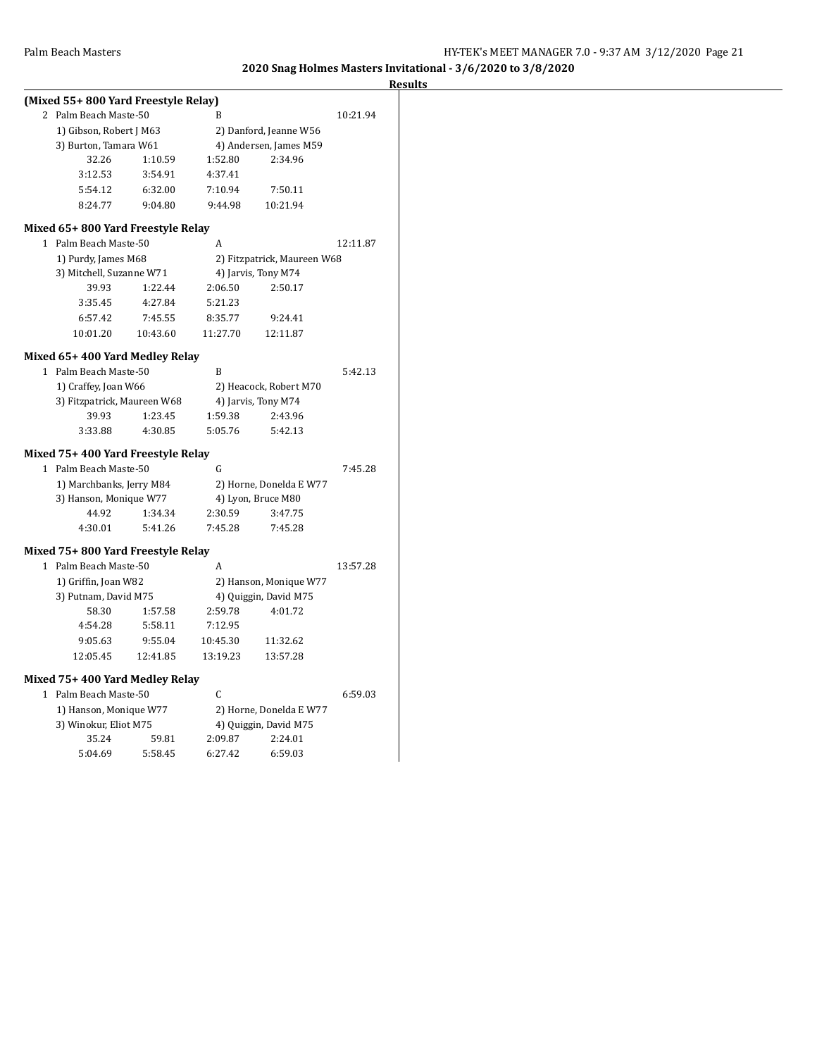**2020 Snag Holmes Masters Invitational - 3/6/2020 to 3/8/2020**

**Results**

### (Mixed 55+ 800 Yard Freestyle Relay)

2 Palm Beach Maste-50 B 10:21.94

1) Gibson, Robert J M63 2) Danford, Jeanne W56
3) Burton, Tamara W61 4) Andersen, James M59

| | | | |
|---|---|---|---|
| 32.26 | 1:10.59 | 1:52.80 | 2:34.96 |
| 3:12.53 | 3:54.91 | 4:37.41 | |
| 5:54.12 | 6:32.00 | 7:10.94 | 7:50.11 |
| 8:24.77 | 9:04.80 | 9:44.98 | 10:21.94 |

### Mixed 65+ 800 Yard Freestyle Relay

1 Palm Beach Maste-50 A 12:11.87

1) Purdy, James M68 2) Fitzpatrick, Maureen W68
3) Mitchell, Suzanne W71 4) Jarvis, Tony M74

| | | | |
|---|---|---|---|
| 39.93 | 1:22.44 | 2:06.50 | 2:50.17 |
| 3:35.45 | 4:27.84 | 5:21.23 | |
| 6:57.42 | 7:45.55 | 8:35.77 | 9:24.41 |
| 10:01.20 | 10:43.60 | 11:27.70 | 12:11.87 |

### Mixed 65+ 400 Yard Medley Relay

1 Palm Beach Maste-50 B 5:42.13

1) Craffey, Joan W66 2) Heacock, Robert M70
3) Fitzpatrick, Maureen W68 4) Jarvis, Tony M74

| | | | |
|---|---|---|---|
| 39.93 | 1:23.45 | 1:59.38 | 2:43.96 |
| 3:33.88 | 4:30.85 | 5:05.76 | 5:42.13 |

### Mixed 75+ 400 Yard Freestyle Relay

1 Palm Beach Maste-50 G 7:45.28

1) Marchbanks, Jerry M84 2) Horne, Donelda E W77
3) Hanson, Monique W77 4) Lyon, Bruce M80

| | | | |
|---|---|---|---|
| 44.92 | 1:34.34 | 2:30.59 | 3:47.75 |
| 4:30.01 | 5:41.26 | 7:45.28 | 7:45.28 |

### Mixed 75+ 800 Yard Freestyle Relay

1 Palm Beach Maste-50 A 13:57.28

1) Griffin, Joan W82 2) Hanson, Monique W77
3) Putnam, David M75 4) Quiggin, David M75

| | | | |
|---|---|---|---|
| 58.30 | 1:57.58 | 2:59.78 | 4:01.72 |
| 4:54.28 | 5:58.11 | 7:12.95 | |
| 9:05.63 | 9:55.04 | 10:45.30 | 11:32.62 |
| 12:05.45 | 12:41.85 | 13:19.23 | 13:57.28 |

### Mixed 75+ 400 Yard Medley Relay

1 Palm Beach Maste-50 C 6:59.03

1) Hanson, Monique W77 2) Horne, Donelda E W77
3) Winokur, Eliot M75 4) Quiggin, David M75

| | | | |
|---|---|---|---|
| 35.24 | 59.81 | 2:09.87 | 2:24.01 |
| 5:04.69 | 5:58.45 | 6:27.42 | 6:59.03 |